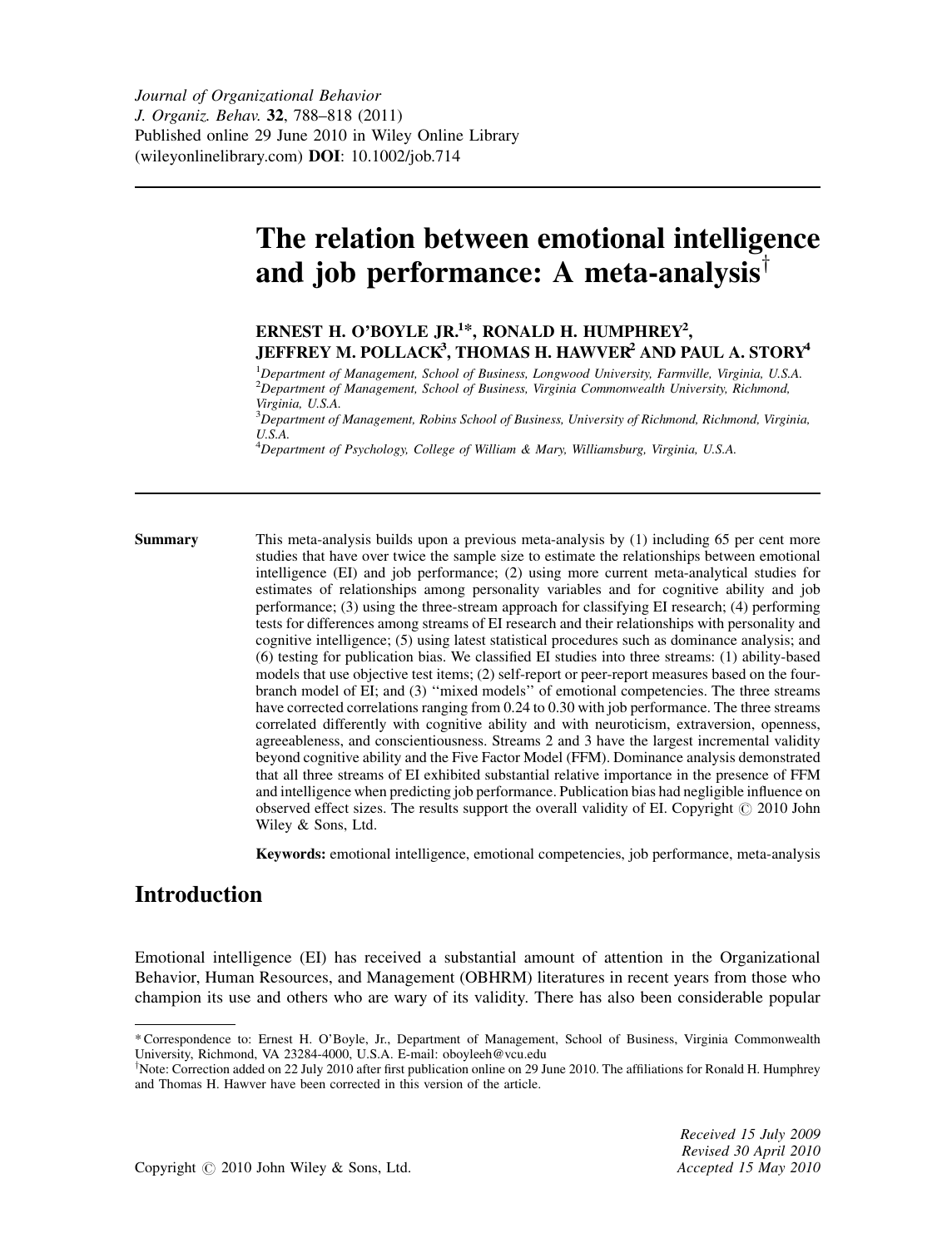Journal of Organizational Behavior
J. Organiz. Behav. **32**, 788–818 (2011)
Published online 29 June 2010 in Wiley Online Library
(wileyonlinelibrary.com) **DOI**: 10.1002/job.714

# The relation between emotional intelligence and job performance: A meta-analysis[†]

**ERNEST H. O'BOYLE JR.[1]*, RONALD H. HUMPHREY[2], JEFFREY M. POLLACK[3], THOMAS H. HAWVER[2] AND PAUL A. STORY[4]**

[1]*Department of Management, School of Business, Longwood University, Farmville, Virginia, U.S.A.*
[2]*Department of Management, School of Business, Virginia Commonwealth University, Richmond, Virginia, U.S.A.*
[3]*Department of Management, Robins School of Business, University of Richmond, Richmond, Virginia, U.S.A.*
[4]*Department of Psychology, College of William & Mary, Williamsburg, Virginia, U.S.A.*

**Summary** This meta-analysis builds upon a previous meta-analysis by (1) including 65 per cent more studies that have over twice the sample size to estimate the relationships between emotional intelligence (EI) and job performance; (2) using more current meta-analytical studies for estimates of relationships among personality variables and for cognitive ability and job performance; (3) using the three-stream approach for classifying EI research; (4) performing tests for differences among streams of EI research and their relationships with personality and cognitive intelligence; (5) using latest statistical procedures such as dominance analysis; and (6) testing for publication bias. We classified EI studies into three streams: (1) ability-based models that use objective test items; (2) self-report or peer-report measures based on the four-branch model of EI; and (3) ''mixed models'' of emotional competencies. The three streams have corrected correlations ranging from 0.24 to 0.30 with job performance. The three streams correlated differently with cognitive ability and with neuroticism, extraversion, openness, agreeableness, and conscientiousness. Streams 2 and 3 have the largest incremental validity beyond cognitive ability and the Five Factor Model (FFM). Dominance analysis demonstrated that all three streams of EI exhibited substantial relative importance in the presence of FFM and intelligence when predicting job performance. Publication bias had negligible influence on observed effect sizes. The results support the overall validity of EI. Copyright © 2010 John Wiley & Sons, Ltd.

**Keywords:** emotional intelligence, emotional competencies, job performance, meta-analysis

## Introduction

Emotional intelligence (EI) has received a substantial amount of attention in the Organizational Behavior, Human Resources, and Management (OBHRM) literatures in recent years from those who champion its use and others who are wary of its validity. There has also been considerable popular

---

\* Correspondence to: Ernest H. O'Boyle, Jr., Department of Management, School of Business, Virginia Commonwealth University, Richmond, VA 23284-4000, U.S.A. E-mail: oboyleeh@vcu.edu

[†]Note: Correction added on 22 July 2010 after first publication online on 29 June 2010. The affiliations for Ronald H. Humphrey and Thomas H. Hawver have been corrected in this version of the article.

Copyright © 2010 John Wiley & Sons, Ltd.

*Received 15 July 2009*
*Revised 30 April 2010*
*Accepted 15 May 2010*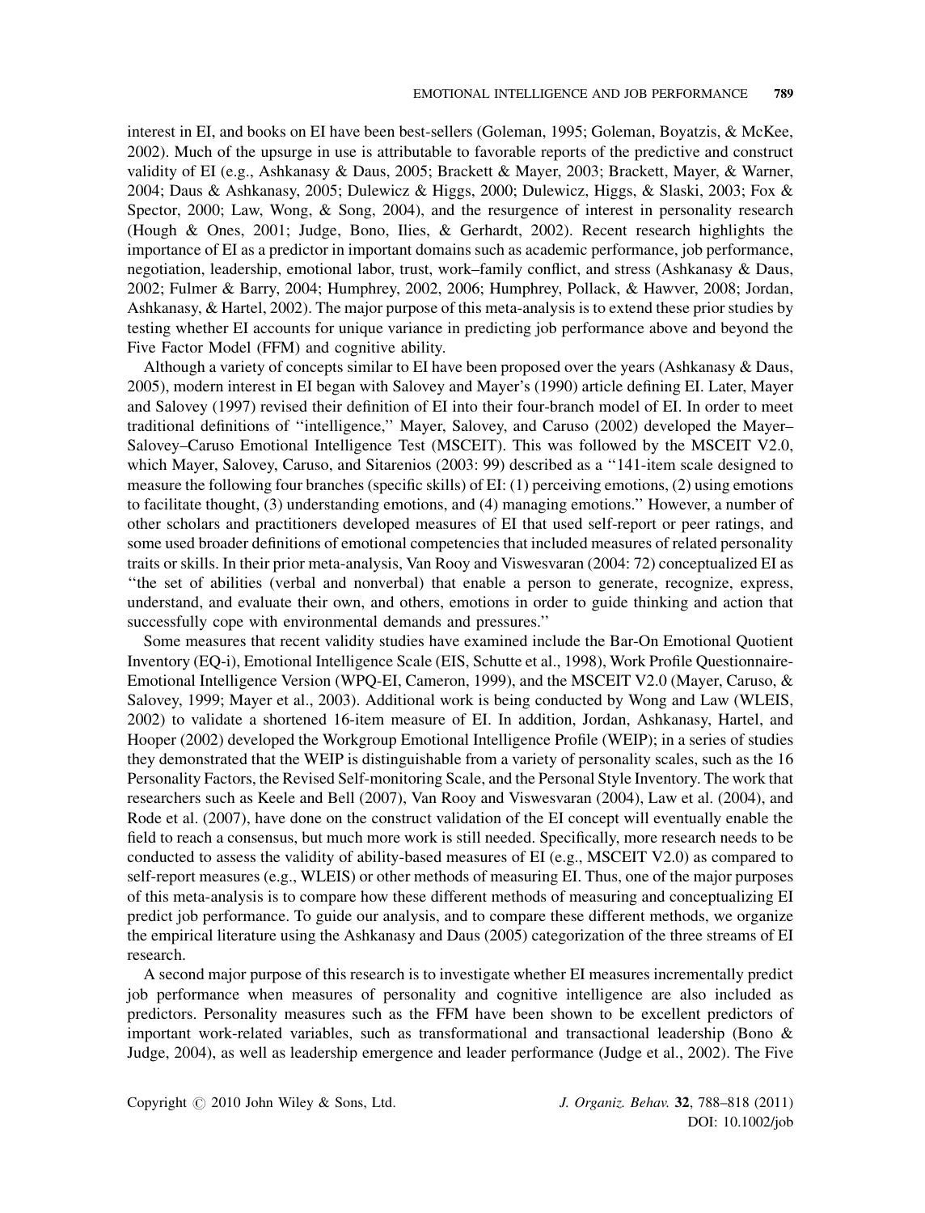interest in EI, and books on EI have been best-sellers (Goleman, 1995; Goleman, Boyatzis, & McKee, 2002). Much of the upsurge in use is attributable to favorable reports of the predictive and construct validity of EI (e.g., Ashkanasy & Daus, 2005; Brackett & Mayer, 2003; Brackett, Mayer, & Warner, 2004; Daus & Ashkanasy, 2005; Dulewicz & Higgs, 2000; Dulewicz, Higgs, & Slaski, 2003; Fox & Spector, 2000; Law, Wong, & Song, 2004), and the resurgence of interest in personality research (Hough & Ones, 2001; Judge, Bono, Ilies, & Gerhardt, 2002). Recent research highlights the importance of EI as a predictor in important domains such as academic performance, job performance, negotiation, leadership, emotional labor, trust, work–family conflict, and stress (Ashkanasy & Daus, 2002; Fulmer & Barry, 2004; Humphrey, 2002, 2006; Humphrey, Pollack, & Hawver, 2008; Jordan, Ashkanasy, & Hartel, 2002). The major purpose of this meta-analysis is to extend these prior studies by testing whether EI accounts for unique variance in predicting job performance above and beyond the Five Factor Model (FFM) and cognitive ability.

Although a variety of concepts similar to EI have been proposed over the years (Ashkanasy & Daus, 2005), modern interest in EI began with Salovey and Mayer's (1990) article defining EI. Later, Mayer and Salovey (1997) revised their definition of EI into their four-branch model of EI. In order to meet traditional definitions of ''intelligence,'' Mayer, Salovey, and Caruso (2002) developed the Mayer–Salovey–Caruso Emotional Intelligence Test (MSCEIT). This was followed by the MSCEIT V2.0, which Mayer, Salovey, Caruso, and Sitarenios (2003: 99) described as a ''141-item scale designed to measure the following four branches (specific skills) of EI: (1) perceiving emotions, (2) using emotions to facilitate thought, (3) understanding emotions, and (4) managing emotions.'' However, a number of other scholars and practitioners developed measures of EI that used self-report or peer ratings, and some used broader definitions of emotional competencies that included measures of related personality traits or skills. In their prior meta-analysis, Van Rooy and Viswesvaran (2004: 72) conceptualized EI as ''the set of abilities (verbal and nonverbal) that enable a person to generate, recognize, express, understand, and evaluate their own, and others, emotions in order to guide thinking and action that successfully cope with environmental demands and pressures.''

Some measures that recent validity studies have examined include the Bar-On Emotional Quotient Inventory (EQ-i), Emotional Intelligence Scale (EIS, Schutte et al., 1998), Work Profile Questionnaire-Emotional Intelligence Version (WPQ-EI, Cameron, 1999), and the MSCEIT V2.0 (Mayer, Caruso, & Salovey, 1999; Mayer et al., 2003). Additional work is being conducted by Wong and Law (WLEIS, 2002) to validate a shortened 16-item measure of EI. In addition, Jordan, Ashkanasy, Hartel, and Hooper (2002) developed the Workgroup Emotional Intelligence Profile (WEIP); in a series of studies they demonstrated that the WEIP is distinguishable from a variety of personality scales, such as the 16 Personality Factors, the Revised Self-monitoring Scale, and the Personal Style Inventory. The work that researchers such as Keele and Bell (2007), Van Rooy and Viswesvaran (2004), Law et al. (2004), and Rode et al. (2007), have done on the construct validation of the EI concept will eventually enable the field to reach a consensus, but much more work is still needed. Specifically, more research needs to be conducted to assess the validity of ability-based measures of EI (e.g., MSCEIT V2.0) as compared to self-report measures (e.g., WLEIS) or other methods of measuring EI. Thus, one of the major purposes of this meta-analysis is to compare how these different methods of measuring and conceptualizing EI predict job performance. To guide our analysis, and to compare these different methods, we organize the empirical literature using the Ashkanasy and Daus (2005) categorization of the three streams of EI research.

A second major purpose of this research is to investigate whether EI measures incrementally predict job performance when measures of personality and cognitive intelligence are also included as predictors. Personality measures such as the FFM have been shown to be excellent predictors of important work-related variables, such as transformational and transactional leadership (Bono & Judge, 2004), as well as leadership emergence and leader performance (Judge et al., 2002). The Five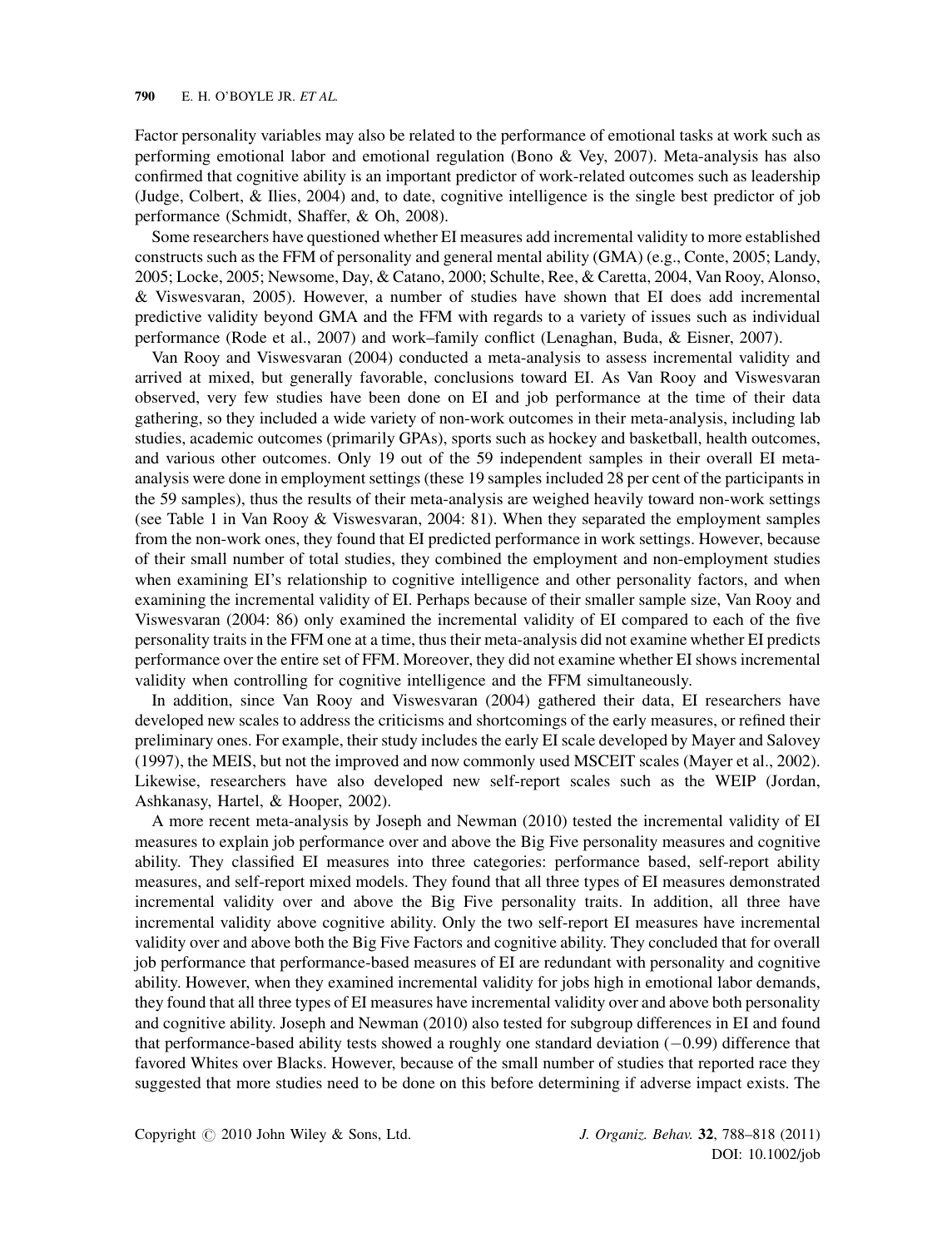Factor personality variables may also be related to the performance of emotional tasks at work such as performing emotional labor and emotional regulation (Bono & Vey, 2007). Meta-analysis has also confirmed that cognitive ability is an important predictor of work-related outcomes such as leadership (Judge, Colbert, & Ilies, 2004) and, to date, cognitive intelligence is the single best predictor of job performance (Schmidt, Shaffer, & Oh, 2008).

Some researchers have questioned whether EI measures add incremental validity to more established constructs such as the FFM of personality and general mental ability (GMA) (e.g., Conte, 2005; Landy, 2005; Locke, 2005; Newsome, Day, & Catano, 2000; Schulte, Ree, & Caretta, 2004, Van Rooy, Alonso, & Viswesvaran, 2005). However, a number of studies have shown that EI does add incremental predictive validity beyond GMA and the FFM with regards to a variety of issues such as individual performance (Rode et al., 2007) and work–family conflict (Lenaghan, Buda, & Eisner, 2007).

Van Rooy and Viswesvaran (2004) conducted a meta-analysis to assess incremental validity and arrived at mixed, but generally favorable, conclusions toward EI. As Van Rooy and Viswesvaran observed, very few studies have been done on EI and job performance at the time of their data gathering, so they included a wide variety of non-work outcomes in their meta-analysis, including lab studies, academic outcomes (primarily GPAs), sports such as hockey and basketball, health outcomes, and various other outcomes. Only 19 out of the 59 independent samples in their overall EI meta-analysis were done in employment settings (these 19 samples included 28 per cent of the participants in the 59 samples), thus the results of their meta-analysis are weighed heavily toward non-work settings (see Table 1 in Van Rooy & Viswesvaran, 2004: 81). When they separated the employment samples from the non-work ones, they found that EI predicted performance in work settings. However, because of their small number of total studies, they combined the employment and non-employment studies when examining EI's relationship to cognitive intelligence and other personality factors, and when examining the incremental validity of EI. Perhaps because of their smaller sample size, Van Rooy and Viswesvaran (2004: 86) only examined the incremental validity of EI compared to each of the five personality traits in the FFM one at a time, thus their meta-analysis did not examine whether EI predicts performance over the entire set of FFM. Moreover, they did not examine whether EI shows incremental validity when controlling for cognitive intelligence and the FFM simultaneously.

In addition, since Van Rooy and Viswesvaran (2004) gathered their data, EI researchers have developed new scales to address the criticisms and shortcomings of the early measures, or refined their preliminary ones. For example, their study includes the early EI scale developed by Mayer and Salovey (1997), the MEIS, but not the improved and now commonly used MSCEIT scales (Mayer et al., 2002). Likewise, researchers have also developed new self-report scales such as the WEIP (Jordan, Ashkanasy, Hartel, & Hooper, 2002).

A more recent meta-analysis by Joseph and Newman (2010) tested the incremental validity of EI measures to explain job performance over and above the Big Five personality measures and cognitive ability. They classified EI measures into three categories: performance based, self-report ability measures, and self-report mixed models. They found that all three types of EI measures demonstrated incremental validity over and above the Big Five personality traits. In addition, all three have incremental validity above cognitive ability. Only the two self-report EI measures have incremental validity over and above both the Big Five Factors and cognitive ability. They concluded that for overall job performance that performance-based measures of EI are redundant with personality and cognitive ability. However, when they examined incremental validity for jobs high in emotional labor demands, they found that all three types of EI measures have incremental validity over and above both personality and cognitive ability. Joseph and Newman (2010) also tested for subgroup differences in EI and found that performance-based ability tests showed a roughly one standard deviation ($-0.99$) difference that favored Whites over Blacks. However, because of the small number of studies that reported race they suggested that more studies need to be done on this before determining if adverse impact exists. The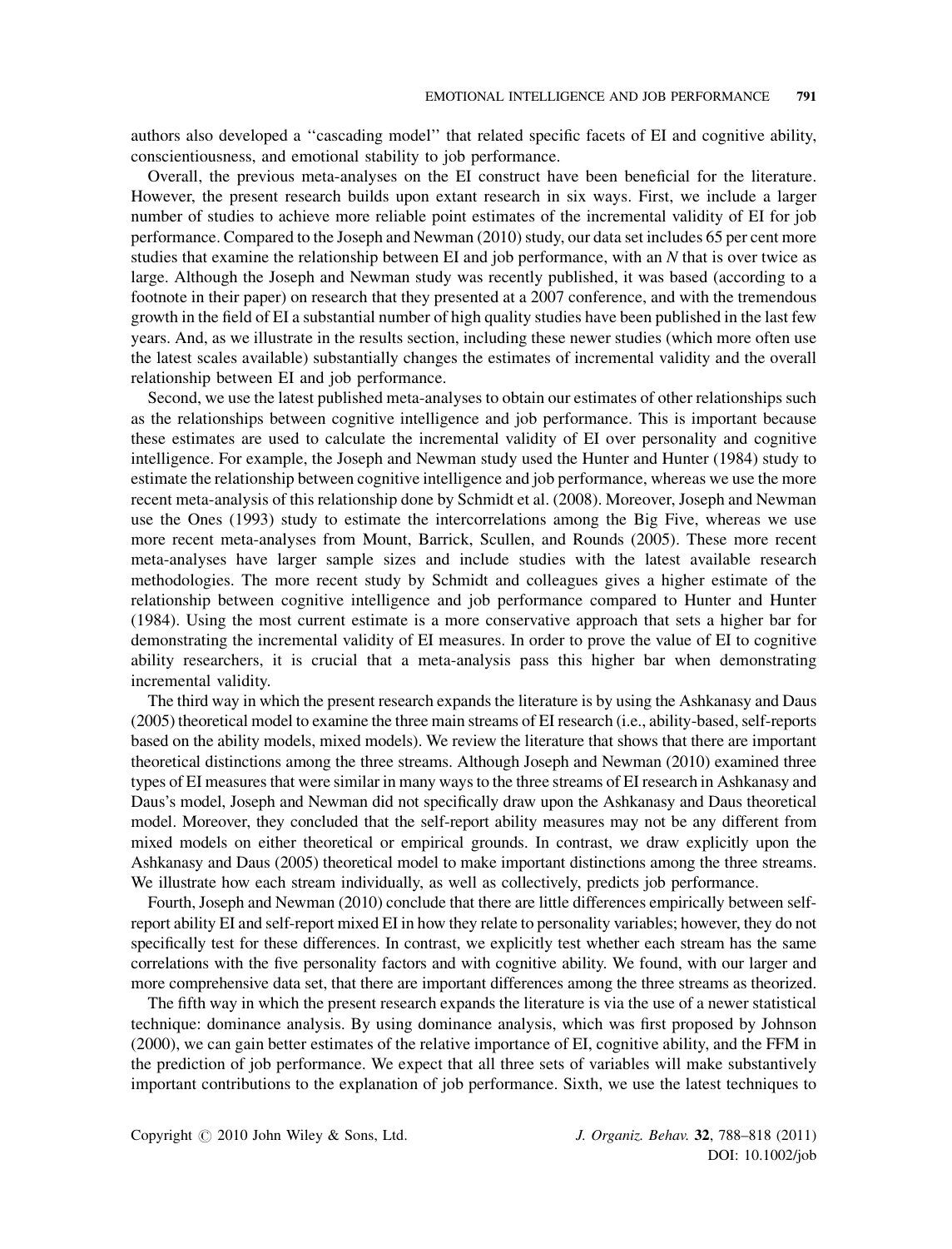authors also developed a ''cascading model'' that related specific facets of EI and cognitive ability, conscientiousness, and emotional stability to job performance.

Overall, the previous meta-analyses on the EI construct have been beneficial for the literature. However, the present research builds upon extant research in six ways. First, we include a larger number of studies to achieve more reliable point estimates of the incremental validity of EI for job performance. Compared to the Joseph and Newman (2010) study, our data set includes 65 per cent more studies that examine the relationship between EI and job performance, with an *N* that is over twice as large. Although the Joseph and Newman study was recently published, it was based (according to a footnote in their paper) on research that they presented at a 2007 conference, and with the tremendous growth in the field of EI a substantial number of high quality studies have been published in the last few years. And, as we illustrate in the results section, including these newer studies (which more often use the latest scales available) substantially changes the estimates of incremental validity and the overall relationship between EI and job performance.

Second, we use the latest published meta-analyses to obtain our estimates of other relationships such as the relationships between cognitive intelligence and job performance. This is important because these estimates are used to calculate the incremental validity of EI over personality and cognitive intelligence. For example, the Joseph and Newman study used the Hunter and Hunter (1984) study to estimate the relationship between cognitive intelligence and job performance, whereas we use the more recent meta-analysis of this relationship done by Schmidt et al. (2008). Moreover, Joseph and Newman use the Ones (1993) study to estimate the intercorrelations among the Big Five, whereas we use more recent meta-analyses from Mount, Barrick, Scullen, and Rounds (2005). These more recent meta-analyses have larger sample sizes and include studies with the latest available research methodologies. The more recent study by Schmidt and colleagues gives a higher estimate of the relationship between cognitive intelligence and job performance compared to Hunter and Hunter (1984). Using the most current estimate is a more conservative approach that sets a higher bar for demonstrating the incremental validity of EI measures. In order to prove the value of EI to cognitive ability researchers, it is crucial that a meta-analysis pass this higher bar when demonstrating incremental validity.

The third way in which the present research expands the literature is by using the Ashkanasy and Daus (2005) theoretical model to examine the three main streams of EI research (i.e., ability-based, self-reports based on the ability models, mixed models). We review the literature that shows that there are important theoretical distinctions among the three streams. Although Joseph and Newman (2010) examined three types of EI measures that were similar in many ways to the three streams of EI research in Ashkanasy and Daus's model, Joseph and Newman did not specifically draw upon the Ashkanasy and Daus theoretical model. Moreover, they concluded that the self-report ability measures may not be any different from mixed models on either theoretical or empirical grounds. In contrast, we draw explicitly upon the Ashkanasy and Daus (2005) theoretical model to make important distinctions among the three streams. We illustrate how each stream individually, as well as collectively, predicts job performance.

Fourth, Joseph and Newman (2010) conclude that there are little differences empirically between self-report ability EI and self-report mixed EI in how they relate to personality variables; however, they do not specifically test for these differences. In contrast, we explicitly test whether each stream has the same correlations with the five personality factors and with cognitive ability. We found, with our larger and more comprehensive data set, that there are important differences among the three streams as theorized.

The fifth way in which the present research expands the literature is via the use of a newer statistical technique: dominance analysis. By using dominance analysis, which was first proposed by Johnson (2000), we can gain better estimates of the relative importance of EI, cognitive ability, and the FFM in the prediction of job performance. We expect that all three sets of variables will make substantively important contributions to the explanation of job performance. Sixth, we use the latest techniques to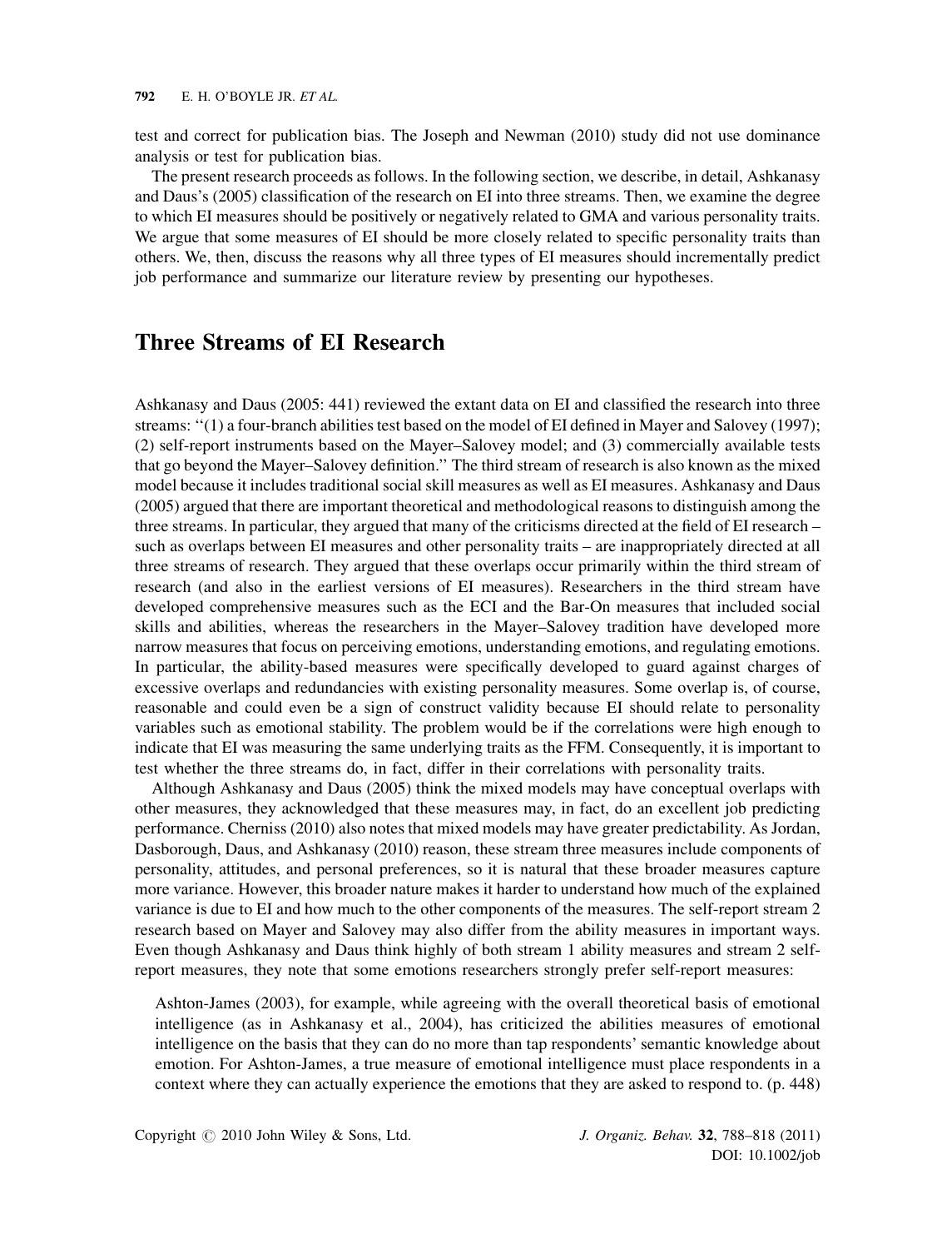test and correct for publication bias. The Joseph and Newman (2010) study did not use dominance analysis or test for publication bias.

The present research proceeds as follows. In the following section, we describe, in detail, Ashkanasy and Daus's (2005) classification of the research on EI into three streams. Then, we examine the degree to which EI measures should be positively or negatively related to GMA and various personality traits. We argue that some measures of EI should be more closely related to specific personality traits than others. We, then, discuss the reasons why all three types of EI measures should incrementally predict job performance and summarize our literature review by presenting our hypotheses.

## Three Streams of EI Research

Ashkanasy and Daus (2005: 441) reviewed the extant data on EI and classified the research into three streams: ''(1) a four-branch abilities test based on the model of EI defined in Mayer and Salovey (1997); (2) self-report instruments based on the Mayer–Salovey model; and (3) commercially available tests that go beyond the Mayer–Salovey definition.'' The third stream of research is also known as the mixed model because it includes traditional social skill measures as well as EI measures. Ashkanasy and Daus (2005) argued that there are important theoretical and methodological reasons to distinguish among the three streams. In particular, they argued that many of the criticisms directed at the field of EI research – such as overlaps between EI measures and other personality traits – are inappropriately directed at all three streams of research. They argued that these overlaps occur primarily within the third stream of research (and also in the earliest versions of EI measures). Researchers in the third stream have developed comprehensive measures such as the ECI and the Bar-On measures that included social skills and abilities, whereas the researchers in the Mayer–Salovey tradition have developed more narrow measures that focus on perceiving emotions, understanding emotions, and regulating emotions. In particular, the ability-based measures were specifically developed to guard against charges of excessive overlaps and redundancies with existing personality measures. Some overlap is, of course, reasonable and could even be a sign of construct validity because EI should relate to personality variables such as emotional stability. The problem would be if the correlations were high enough to indicate that EI was measuring the same underlying traits as the FFM. Consequently, it is important to test whether the three streams do, in fact, differ in their correlations with personality traits.

Although Ashkanasy and Daus (2005) think the mixed models may have conceptual overlaps with other measures, they acknowledged that these measures may, in fact, do an excellent job predicting performance. Cherniss (2010) also notes that mixed models may have greater predictability. As Jordan, Dasborough, Daus, and Ashkanasy (2010) reason, these stream three measures include components of personality, attitudes, and personal preferences, so it is natural that these broader measures capture more variance. However, this broader nature makes it harder to understand how much of the explained variance is due to EI and how much to the other components of the measures. The self-report stream 2 research based on Mayer and Salovey may also differ from the ability measures in important ways. Even though Ashkanasy and Daus think highly of both stream 1 ability measures and stream 2 self-report measures, they note that some emotions researchers strongly prefer self-report measures:

> Ashton-James (2003), for example, while agreeing with the overall theoretical basis of emotional intelligence (as in Ashkanasy et al., 2004), has criticized the abilities measures of emotional intelligence on the basis that they can do no more than tap respondents' semantic knowledge about emotion. For Ashton-James, a true measure of emotional intelligence must place respondents in a context where they can actually experience the emotions that they are asked to respond to. (p. 448)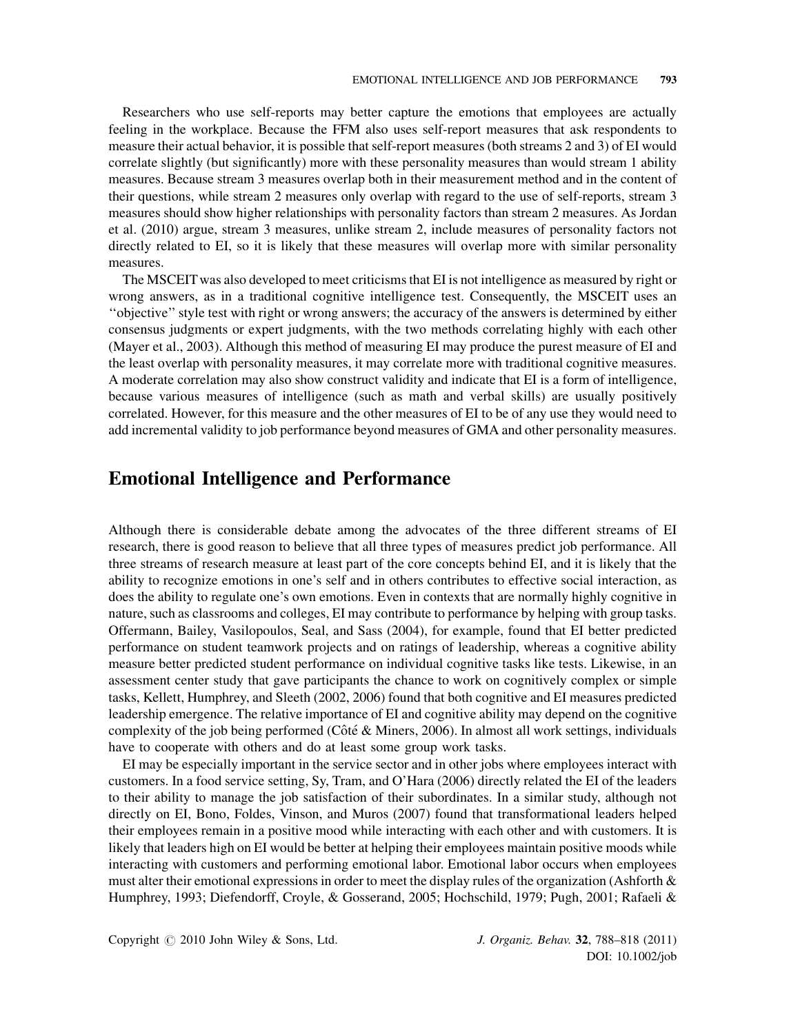Researchers who use self-reports may better capture the emotions that employees are actually feeling in the workplace. Because the FFM also uses self-report measures that ask respondents to measure their actual behavior, it is possible that self-report measures (both streams 2 and 3) of EI would correlate slightly (but significantly) more with these personality measures than would stream 1 ability measures. Because stream 3 measures overlap both in their measurement method and in the content of their questions, while stream 2 measures only overlap with regard to the use of self-reports, stream 3 measures should show higher relationships with personality factors than stream 2 measures. As Jordan et al. (2010) argue, stream 3 measures, unlike stream 2, include measures of personality factors not directly related to EI, so it is likely that these measures will overlap more with similar personality measures.

The MSCEIT was also developed to meet criticisms that EI is not intelligence as measured by right or wrong answers, as in a traditional cognitive intelligence test. Consequently, the MSCEIT uses an ''objective'' style test with right or wrong answers; the accuracy of the answers is determined by either consensus judgments or expert judgments, with the two methods correlating highly with each other (Mayer et al., 2003). Although this method of measuring EI may produce the purest measure of EI and the least overlap with personality measures, it may correlate more with traditional cognitive measures. A moderate correlation may also show construct validity and indicate that EI is a form of intelligence, because various measures of intelligence (such as math and verbal skills) are usually positively correlated. However, for this measure and the other measures of EI to be of any use they would need to add incremental validity to job performance beyond measures of GMA and other personality measures.

## Emotional Intelligence and Performance

Although there is considerable debate among the advocates of the three different streams of EI research, there is good reason to believe that all three types of measures predict job performance. All three streams of research measure at least part of the core concepts behind EI, and it is likely that the ability to recognize emotions in one's self and in others contributes to effective social interaction, as does the ability to regulate one's own emotions. Even in contexts that are normally highly cognitive in nature, such as classrooms and colleges, EI may contribute to performance by helping with group tasks. Offermann, Bailey, Vasilopoulos, Seal, and Sass (2004), for example, found that EI better predicted performance on student teamwork projects and on ratings of leadership, whereas a cognitive ability measure better predicted student performance on individual cognitive tasks like tests. Likewise, in an assessment center study that gave participants the chance to work on cognitively complex or simple tasks, Kellett, Humphrey, and Sleeth (2002, 2006) found that both cognitive and EI measures predicted leadership emergence. The relative importance of EI and cognitive ability may depend on the cognitive complexity of the job being performed (Côté & Miners, 2006). In almost all work settings, individuals have to cooperate with others and do at least some group work tasks.

EI may be especially important in the service sector and in other jobs where employees interact with customers. In a food service setting, Sy, Tram, and O'Hara (2006) directly related the EI of the leaders to their ability to manage the job satisfaction of their subordinates. In a similar study, although not directly on EI, Bono, Foldes, Vinson, and Muros (2007) found that transformational leaders helped their employees remain in a positive mood while interacting with each other and with customers. It is likely that leaders high on EI would be better at helping their employees maintain positive moods while interacting with customers and performing emotional labor. Emotional labor occurs when employees must alter their emotional expressions in order to meet the display rules of the organization (Ashforth & Humphrey, 1993; Diefendorff, Croyle, & Gosserand, 2005; Hochschild, 1979; Pugh, 2001; Rafaeli &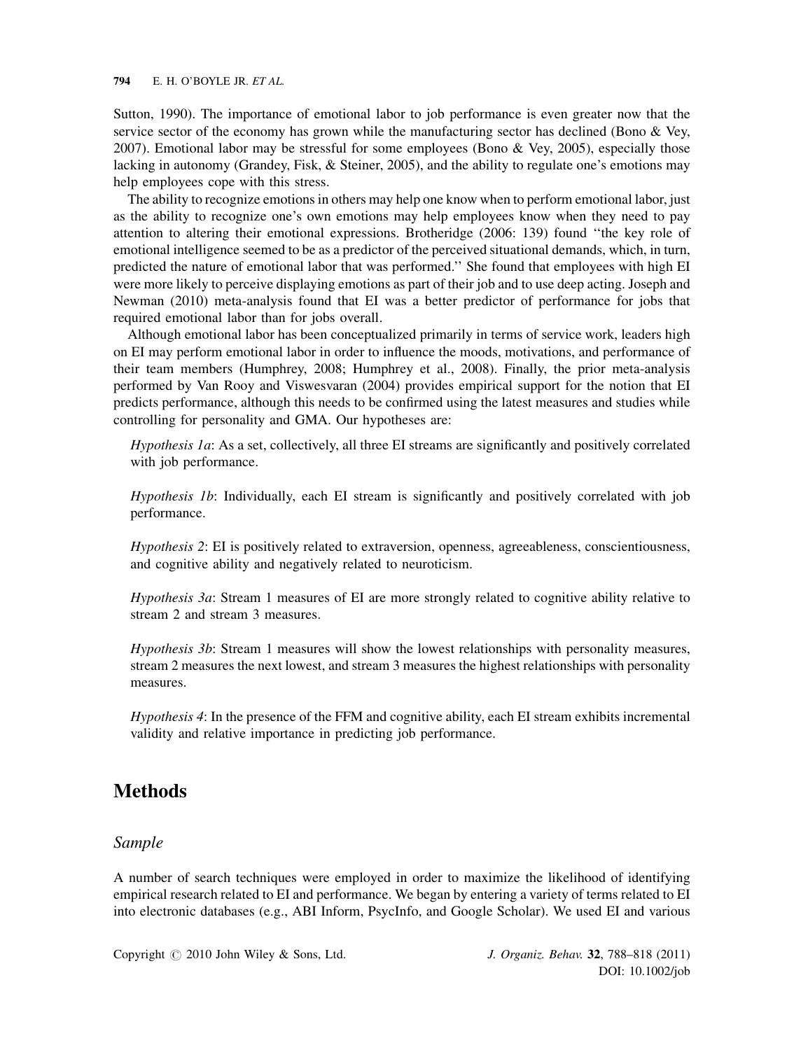Sutton, 1990). The importance of emotional labor to job performance is even greater now that the service sector of the economy has grown while the manufacturing sector has declined (Bono & Vey, 2007). Emotional labor may be stressful for some employees (Bono & Vey, 2005), especially those lacking in autonomy (Grandey, Fisk, & Steiner, 2005), and the ability to regulate one's emotions may help employees cope with this stress.

The ability to recognize emotions in others may help one know when to perform emotional labor, just as the ability to recognize one's own emotions may help employees know when they need to pay attention to altering their emotional expressions. Brotheridge (2006: 139) found "the key role of emotional intelligence seemed to be as a predictor of the perceived situational demands, which, in turn, predicted the nature of emotional labor that was performed." She found that employees with high EI were more likely to perceive displaying emotions as part of their job and to use deep acting. Joseph and Newman (2010) meta-analysis found that EI was a better predictor of performance for jobs that required emotional labor than for jobs overall.

Although emotional labor has been conceptualized primarily in terms of service work, leaders high on EI may perform emotional labor in order to influence the moods, motivations, and performance of their team members (Humphrey, 2008; Humphrey et al., 2008). Finally, the prior meta-analysis performed by Van Rooy and Viswesvaran (2004) provides empirical support for the notion that EI predicts performance, although this needs to be confirmed using the latest measures and studies while controlling for personality and GMA. Our hypotheses are:

*Hypothesis 1a*: As a set, collectively, all three EI streams are significantly and positively correlated with job performance.

*Hypothesis 1b*: Individually, each EI stream is significantly and positively correlated with job performance.

*Hypothesis 2*: EI is positively related to extraversion, openness, agreeableness, conscientiousness, and cognitive ability and negatively related to neuroticism.

*Hypothesis 3a*: Stream 1 measures of EI are more strongly related to cognitive ability relative to stream 2 and stream 3 measures.

*Hypothesis 3b*: Stream 1 measures will show the lowest relationships with personality measures, stream 2 measures the next lowest, and stream 3 measures the highest relationships with personality measures.

*Hypothesis 4*: In the presence of the FFM and cognitive ability, each EI stream exhibits incremental validity and relative importance in predicting job performance.

# Methods

## Sample

A number of search techniques were employed in order to maximize the likelihood of identifying empirical research related to EI and performance. We began by entering a variety of terms related to EI into electronic databases (e.g., ABI Inform, PsycInfo, and Google Scholar). We used EI and various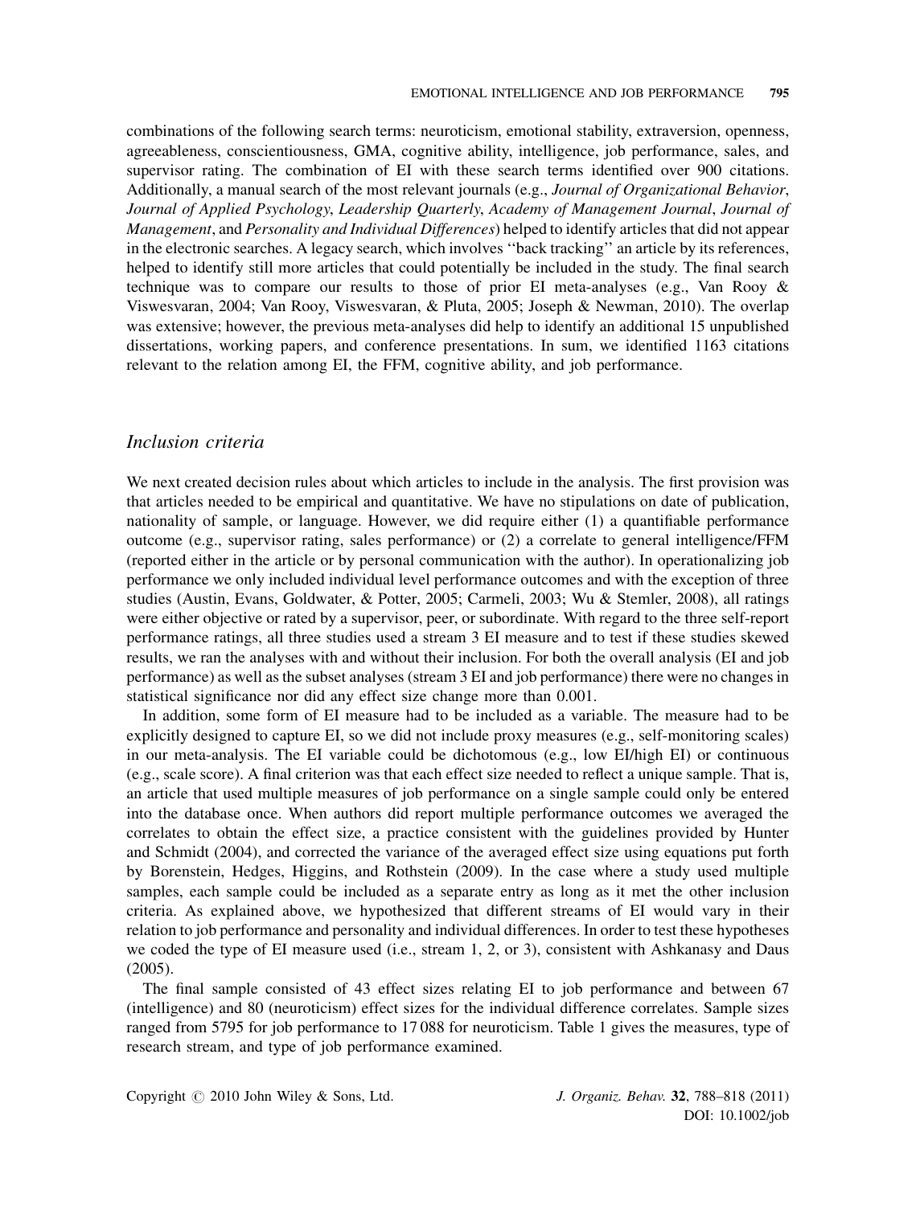combinations of the following search terms: neuroticism, emotional stability, extraversion, openness, agreeableness, conscientiousness, GMA, cognitive ability, intelligence, job performance, sales, and supervisor rating. The combination of EI with these search terms identified over 900 citations. Additionally, a manual search of the most relevant journals (e.g., *Journal of Organizational Behavior*, *Journal of Applied Psychology*, *Leadership Quarterly*, *Academy of Management Journal*, *Journal of Management*, and *Personality and Individual Differences*) helped to identify articles that did not appear in the electronic searches. A legacy search, which involves ''back tracking'' an article by its references, helped to identify still more articles that could potentially be included in the study. The final search technique was to compare our results to those of prior EI meta-analyses (e.g., Van Rooy & Viswesvaran, 2004; Van Rooy, Viswesvaran, & Pluta, 2005; Joseph & Newman, 2010). The overlap was extensive; however, the previous meta-analyses did help to identify an additional 15 unpublished dissertations, working papers, and conference presentations. In sum, we identified 1163 citations relevant to the relation among EI, the FFM, cognitive ability, and job performance.

## *Inclusion criteria*

We next created decision rules about which articles to include in the analysis. The first provision was that articles needed to be empirical and quantitative. We have no stipulations on date of publication, nationality of sample, or language. However, we did require either (1) a quantifiable performance outcome (e.g., supervisor rating, sales performance) or (2) a correlate to general intelligence/FFM (reported either in the article or by personal communication with the author). In operationalizing job performance we only included individual level performance outcomes and with the exception of three studies (Austin, Evans, Goldwater, & Potter, 2005; Carmeli, 2003; Wu & Stemler, 2008), all ratings were either objective or rated by a supervisor, peer, or subordinate. With regard to the three self-report performance ratings, all three studies used a stream 3 EI measure and to test if these studies skewed results, we ran the analyses with and without their inclusion. For both the overall analysis (EI and job performance) as well as the subset analyses (stream 3 EI and job performance) there were no changes in statistical significance nor did any effect size change more than 0.001.

In addition, some form of EI measure had to be included as a variable. The measure had to be explicitly designed to capture EI, so we did not include proxy measures (e.g., self-monitoring scales) in our meta-analysis. The EI variable could be dichotomous (e.g., low EI/high EI) or continuous (e.g., scale score). A final criterion was that each effect size needed to reflect a unique sample. That is, an article that used multiple measures of job performance on a single sample could only be entered into the database once. When authors did report multiple performance outcomes we averaged the correlates to obtain the effect size, a practice consistent with the guidelines provided by Hunter and Schmidt (2004), and corrected the variance of the averaged effect size using equations put forth by Borenstein, Hedges, Higgins, and Rothstein (2009). In the case where a study used multiple samples, each sample could be included as a separate entry as long as it met the other inclusion criteria. As explained above, we hypothesized that different streams of EI would vary in their relation to job performance and personality and individual differences. In order to test these hypotheses we coded the type of EI measure used (i.e., stream 1, 2, or 3), consistent with Ashkanasy and Daus (2005).

The final sample consisted of 43 effect sizes relating EI to job performance and between 67 (intelligence) and 80 (neuroticism) effect sizes for the individual difference correlates. Sample sizes ranged from 5795 for job performance to 17 088 for neuroticism. Table 1 gives the measures, type of research stream, and type of job performance examined.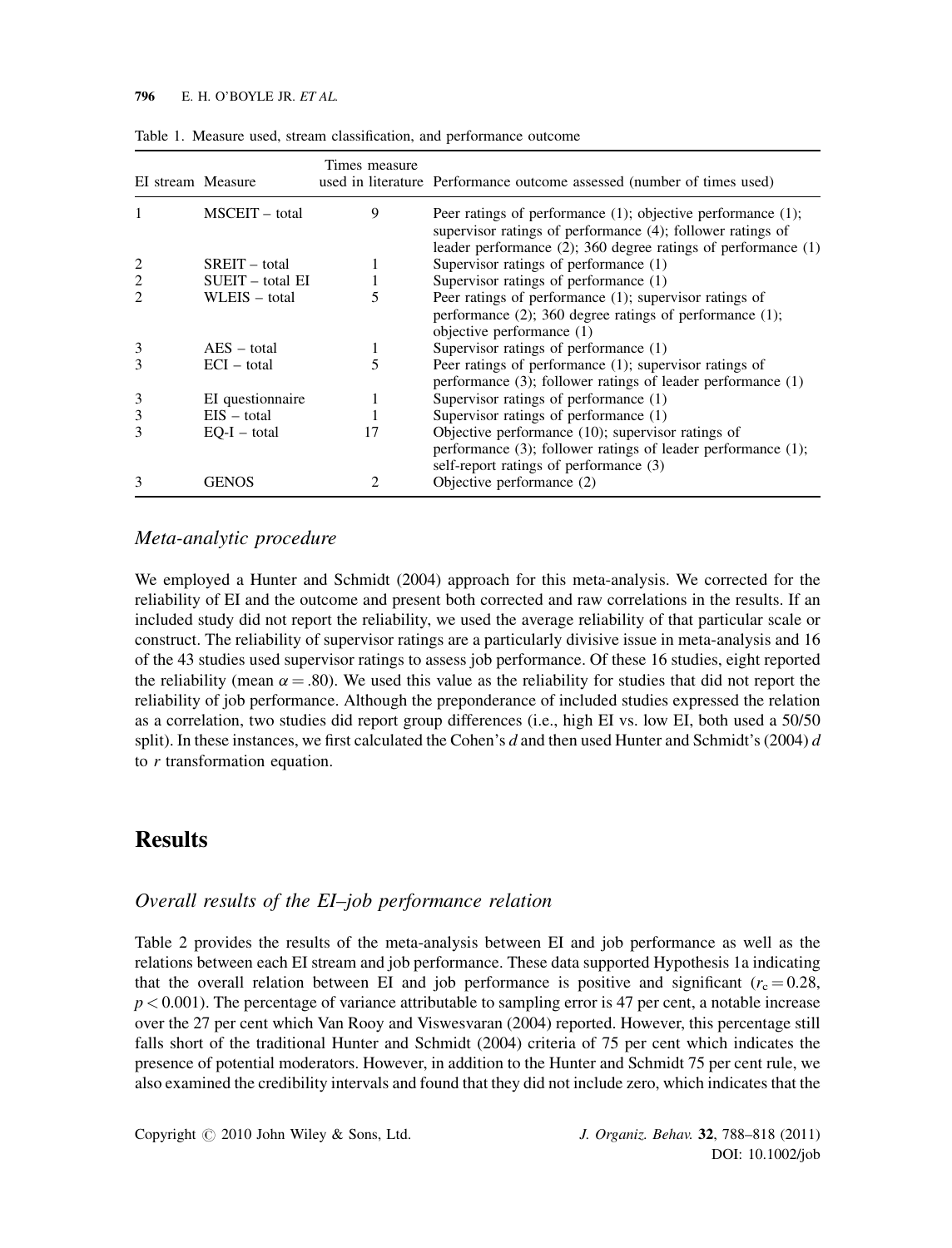Table 1. Measure used, stream classification, and performance outcome

| EI stream | Measure | Times measure used in literature | Performance outcome assessed (number of times used) |
|---|---|---|---|
| 1 | MSCEIT – total | 9 | Peer ratings of performance (1); objective performance (1); supervisor ratings of performance (4); follower ratings of leader performance (2); 360 degree ratings of performance (1) |
| 2 | SREIT – total | 1 | Supervisor ratings of performance (1) |
| 2 | SUEIT – total EI | 1 | Supervisor ratings of performance (1) |
| 2 | WLEIS – total | 5 | Peer ratings of performance (1); supervisor ratings of performance (2); 360 degree ratings of performance (1); objective performance (1) |
| 3 | AES – total | 1 | Supervisor ratings of performance (1) |
| 3 | ECI – total | 5 | Peer ratings of performance (1); supervisor ratings of performance (3); follower ratings of leader performance (1) |
| 3 | EI questionnaire | 1 | Supervisor ratings of performance (1) |
| 3 | EIS – total | 1 | Supervisor ratings of performance (1) |
| 3 | EQ-I – total | 17 | Objective performance (10); supervisor ratings of performance (3); follower ratings of leader performance (1); self-report ratings of performance (3) |
| 3 | GENOS | 2 | Objective performance (2) |

### *Meta-analytic procedure*

We employed a Hunter and Schmidt (2004) approach for this meta-analysis. We corrected for the reliability of EI and the outcome and present both corrected and raw correlations in the results. If an included study did not report the reliability, we used the average reliability of that particular scale or construct. The reliability of supervisor ratings are a particularly divisive issue in meta-analysis and 16 of the 43 studies used supervisor ratings to assess job performance. Of these 16 studies, eight reported the reliability (mean $\alpha = .80$). We used this value as the reliability for studies that did not report the reliability of job performance. Although the preponderance of included studies expressed the relation as a correlation, two studies did report group differences (i.e., high EI vs. low EI, both used a 50/50 split). In these instances, we first calculated the Cohen's $d$ and then used Hunter and Schmidt's (2004) $d$ to $r$ transformation equation.

## Results

### *Overall results of the EI–job performance relation*

Table 2 provides the results of the meta-analysis between EI and job performance as well as the relations between each EI stream and job performance. These data supported Hypothesis 1a indicating that the overall relation between EI and job performance is positive and significant ($r_c = 0.28$, $p < 0.001$). The percentage of variance attributable to sampling error is 47 per cent, a notable increase over the 27 per cent which Van Rooy and Viswesvaran (2004) reported. However, this percentage still falls short of the traditional Hunter and Schmidt (2004) criteria of 75 per cent which indicates the presence of potential moderators. However, in addition to the Hunter and Schmidt 75 per cent rule, we also examined the credibility intervals and found that they did not include zero, which indicates that the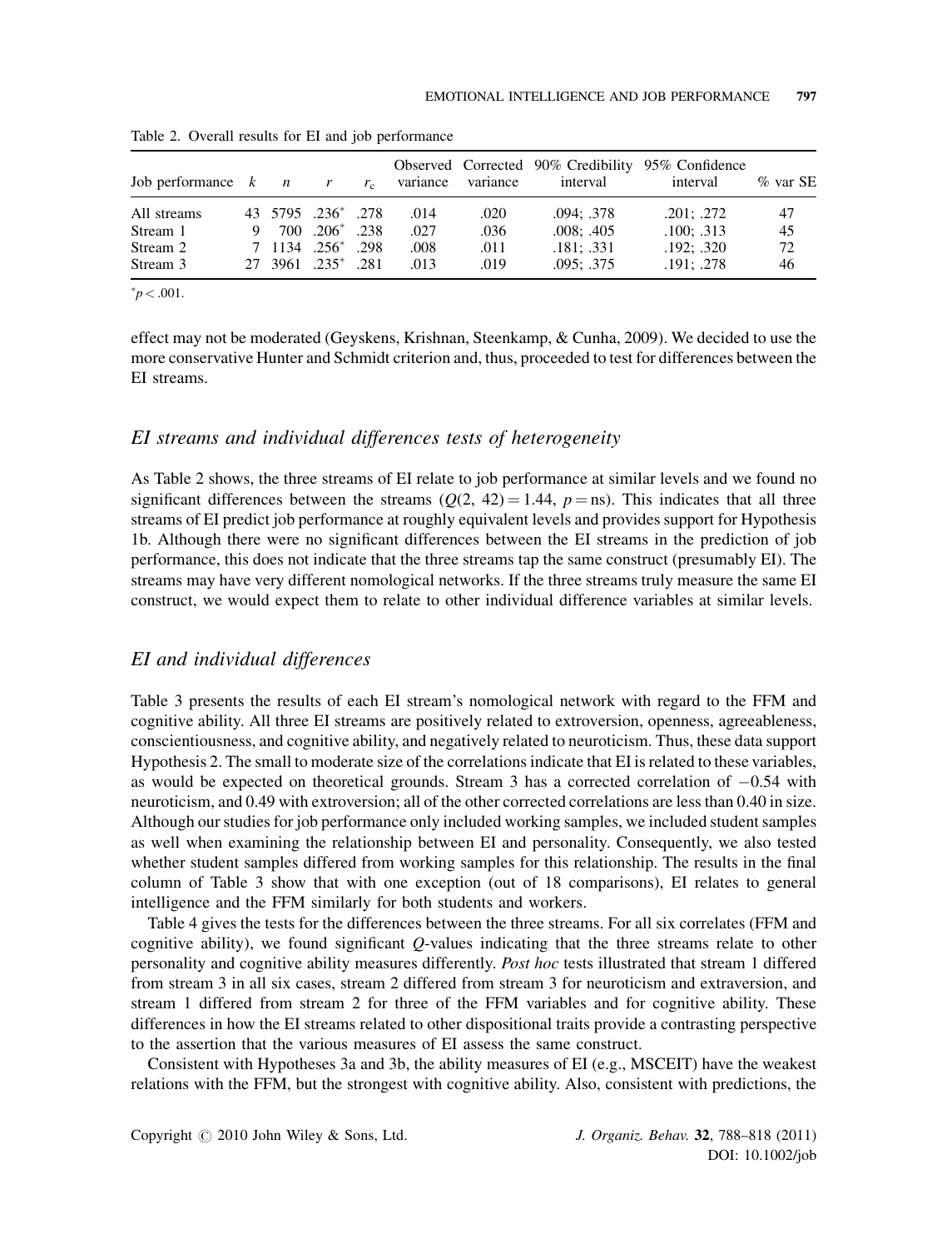Table 2. Overall results for EI and job performance

| Job performance | $k$ | $n$ | $r$ | $r_c$ | Observed variance | Corrected variance | 90% Credibility interval | 95% Confidence interval | % var SE |
|---|---|---|---|---|---|---|---|---|---|
| All streams | 43 | 5795 | .236* | .278 | .014 | .020 | .094; .378 | .201; .272 | 47 |
| Stream 1 | 9 | 700 | .206* | .238 | .027 | .036 | .008; .405 | .100; .313 | 45 |
| Stream 2 | 7 | 1134 | .256* | .298 | .008 | .011 | .181; .331 | .192; .320 | 72 |
| Stream 3 | 27 | 3961 | .235* | .281 | .013 | .019 | .095; .375 | .191; .278 | 46 |

*$p < .001$.

effect may not be moderated (Geyskens, Krishnan, Steenkamp, & Cunha, 2009). We decided to use the more conservative Hunter and Schmidt criterion and, thus, proceeded to test for differences between the EI streams.

## *EI streams and individual differences tests of heterogeneity*

As Table 2 shows, the three streams of EI relate to job performance at similar levels and we found no significant differences between the streams ($Q(2, 42) = 1.44$, $p = \text{ns}$). This indicates that all three streams of EI predict job performance at roughly equivalent levels and provides support for Hypothesis 1b. Although there were no significant differences between the EI streams in the prediction of job performance, this does not indicate that the three streams tap the same construct (presumably EI). The streams may have very different nomological networks. If the three streams truly measure the same EI construct, we would expect them to relate to other individual difference variables at similar levels.

## *EI and individual differences*

Table 3 presents the results of each EI stream's nomological network with regard to the FFM and cognitive ability. All three EI streams are positively related to extroversion, openness, agreeableness, conscientiousness, and cognitive ability, and negatively related to neuroticism. Thus, these data support Hypothesis 2. The small to moderate size of the correlations indicate that EI is related to these variables, as would be expected on theoretical grounds. Stream 3 has a corrected correlation of $-0.54$ with neuroticism, and 0.49 with extroversion; all of the other corrected correlations are less than 0.40 in size. Although our studies for job performance only included working samples, we included student samples as well when examining the relationship between EI and personality. Consequently, we also tested whether student samples differed from working samples for this relationship. The results in the final column of Table 3 show that with one exception (out of 18 comparisons), EI relates to general intelligence and the FFM similarly for both students and workers.

Table 4 gives the tests for the differences between the three streams. For all six correlates (FFM and cognitive ability), we found significant $Q$-values indicating that the three streams relate to other personality and cognitive ability measures differently. *Post hoc* tests illustrated that stream 1 differed from stream 3 in all six cases, stream 2 differed from stream 3 for neuroticism and extraversion, and stream 1 differed from stream 2 for three of the FFM variables and for cognitive ability. These differences in how the EI streams related to other dispositional traits provide a contrasting perspective to the assertion that the various measures of EI assess the same construct.

Consistent with Hypotheses 3a and 3b, the ability measures of EI (e.g., MSCEIT) have the weakest relations with the FFM, but the strongest with cognitive ability. Also, consistent with predictions, the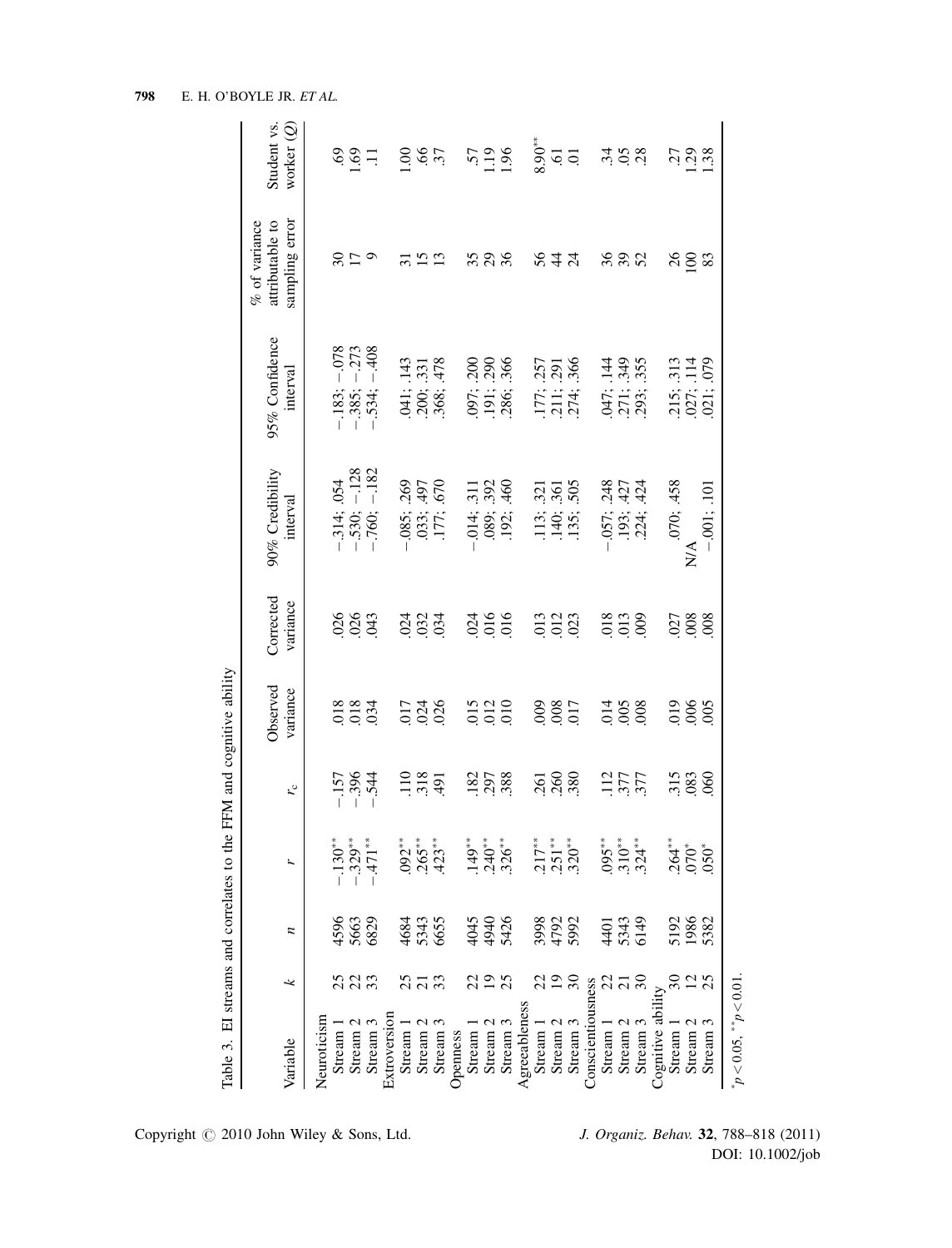Table 3. EI streams and correlates to the FFM and cognitive ability

| Variable | $k$ | $n$ | $r$ | $r_c$ | Observed variance | Corrected variance | 90% Credibility interval | 95% Confidence interval | % of variance attributable to sampling error | Student vs. worker ($Q$) |
|---|---|---|---|---|---|---|---|---|---|---|
| Neuroticism | | | | | | | | | | |
| Stream 1 | 25 | 4596 | $-.130^{**}$ | $-.157$ | .018 | .026 | $-.314$; .054 | $-.183$; $-.078$ | 30 | .69 |
| Stream 2 | 22 | 5663 | $-.329^{**}$ | $-.396$ | .018 | .026 | $-.530$; $-.128$ | $-.385$; $-.273$ | 17 | 1.69 |
| Stream 3 | 33 | 6829 | $-.471^{**}$ | $-.544$ | .034 | .043 | $-.760$; $-.182$ | $-.534$; $-.408$ | 9 | .11 |
| Extroversion | | | | | | | | | | |
| Stream 1 | 25 | 4684 | $.092^{**}$ | .110 | .017 | .024 | $-.085$; .269 | .041; .143 | 31 | 1.00 |
| Stream 2 | 21 | 5343 | $.265^{**}$ | .318 | .024 | .032 | .033; .497 | .200; .331 | 15 | .66 |
| Stream 3 | 33 | 6655 | $.423^{**}$ | .491 | .026 | .034 | .177; .670 | .368; .478 | 13 | .37 |
| Openness | | | | | | | | | | |
| Stream 1 | 22 | 4045 | $.149^{**}$ | .182 | .015 | .024 | $-.014$; .311 | .097; .200 | 35 | .57 |
| Stream 2 | 19 | 4940 | $.240^{**}$ | .297 | .012 | .016 | .089; .392 | .191; .290 | 29 | 1.19 |
| Stream 3 | 25 | 5426 | $.326^{**}$ | .388 | .010 | .016 | .192; .460 | .286; .366 | 36 | 1.96 |
| Agreeableness | | | | | | | | | | |
| Stream 1 | 22 | 3998 | $.217^{**}$ | .261 | .009 | .013 | .113; .321 | .177; .257 | 56 | $8.90^{**}$ |
| Stream 2 | 19 | 4792 | $.251^{**}$ | .260 | .008 | .012 | .140; .361 | .211; .291 | 44 | .61 |
| Stream 3 | 30 | 5992 | $.320^{**}$ | .380 | .017 | .023 | .135; .505 | .274; .366 | 24 | .01 |
| Conscientiousness | | | | | | | | | | |
| Stream 1 | 22 | 4401 | $.095^{**}$ | .112 | .014 | .018 | $-.057$; .248 | .047; .144 | 36 | .34 |
| Stream 2 | 21 | 5343 | $.310^{**}$ | .377 | .005 | .013 | .193; .427 | .271; .349 | 39 | .05 |
| Stream 3 | 30 | 6149 | $.324^{**}$ | .377 | .008 | .009 | .224; .424 | .293; .355 | 52 | .28 |
| Cognitive ability | | | | | | | | | | |
| Stream 1 | 30 | 5192 | $.264^{**}$ | .315 | .019 | .027 | .070; .458 | .215; .313 | 26 | .27 |
| Stream 2 | 12 | 1986 | $.070^{*}$ | .083 | .006 | .008 | N/A | .027; .114 | 100 | 1.29 |
| Stream 3 | 25 | 5382 | $.050^{*}$ | .060 | .005 | .008 | $-.001$; .101 | .021; .079 | 83 | 1.38 |

$^{*}p < 0.05$, $^{**}p < 0.01$.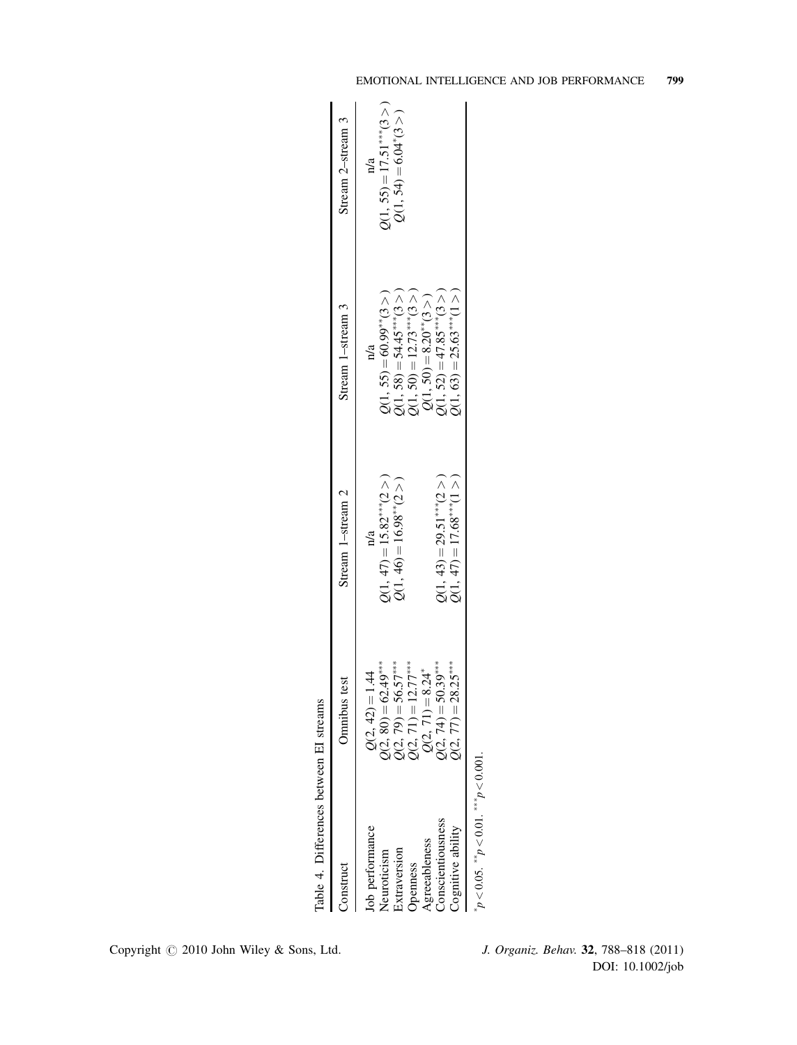Table 4. Differences between EI streams

| Construct | Omnibus test | Stream 1–stream 2 | Stream 1–stream 3 | Stream 2–stream 3 |
|---|---|---|---|---|
| Job performance | $Q(2, 42) = 1.44$ | n/a | n/a | n/a |
| Neuroticism | $Q(2, 80) = 62.49^{***}$ | $Q(1, 47) = 15.82^{***}(2>)$ | $Q(1, 55) = 60.99^{**}(3>)$ | $Q(1, 55) = 17.51^{***}(3>)$ |
| Extraversion | $Q(2, 79) = 56.57^{***}$ | $Q(1, 46) = 16.98^{**}(2>)$ | $Q(1, 58) = 54.45^{***}(3>)$ | $Q(1, 54) = 6.04^{*}(3>)$ |
| Openness | $Q(2, 71) = 12.77^{***}$ | | $Q(1, 50) = 12.73^{***}(3>)$ | |
| Agreeableness | $Q(2, 71) = 8.24^{*}$ | | $Q(1, 50) = 8.20^{**}(3>)$ | |
| Conscientiousness | $Q(2, 74) = 50.39^{***}$ | $Q(1, 43) = 29.51^{***}(2>)$ | $Q(1, 52) = 47.85^{***}(3>)$ | |
| Cognitive ability | $Q(2, 77) = 28.25^{***}$ | $Q(1, 47) = 17.68^{***}(1>)$ | $Q(1, 63) = 25.63^{***}(1>)$ | |

$^{*}p < 0.05$. $^{**}p < 0.01$. $^{***}p < 0.001$.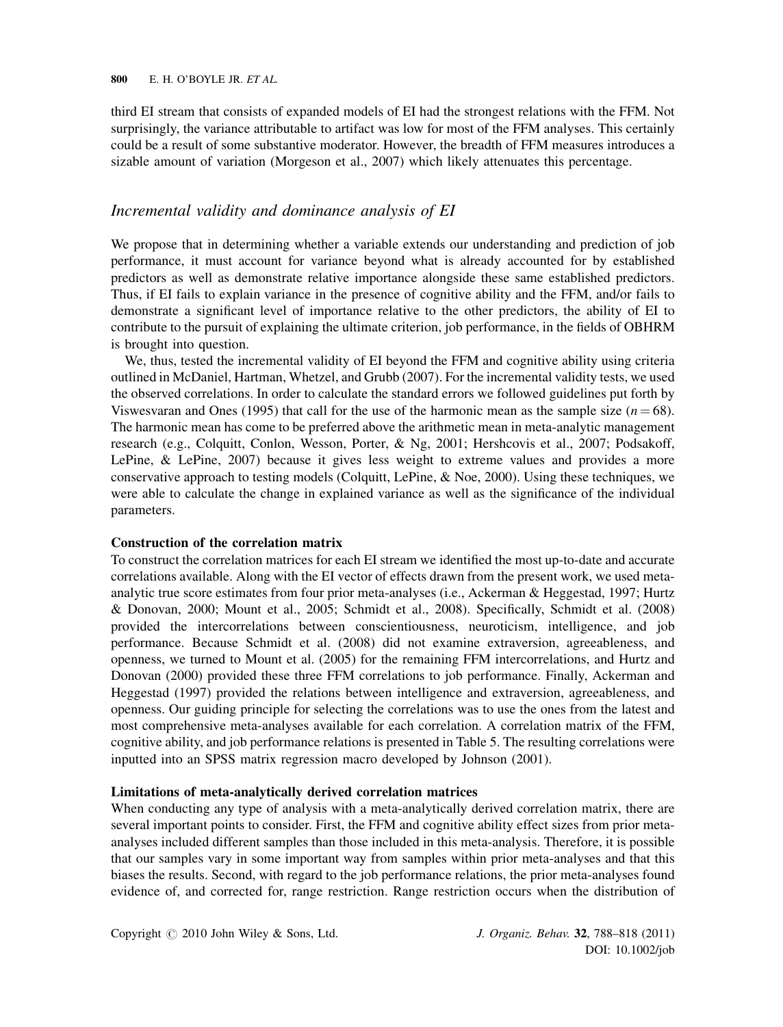third EI stream that consists of expanded models of EI had the strongest relations with the FFM. Not surprisingly, the variance attributable to artifact was low for most of the FFM analyses. This certainly could be a result of some substantive moderator. However, the breadth of FFM measures introduces a sizable amount of variation (Morgeson et al., 2007) which likely attenuates this percentage.

## *Incremental validity and dominance analysis of EI*

We propose that in determining whether a variable extends our understanding and prediction of job performance, it must account for variance beyond what is already accounted for by established predictors as well as demonstrate relative importance alongside these same established predictors. Thus, if EI fails to explain variance in the presence of cognitive ability and the FFM, and/or fails to demonstrate a significant level of importance relative to the other predictors, the ability of EI to contribute to the pursuit of explaining the ultimate criterion, job performance, in the fields of OBHRM is brought into question.

We, thus, tested the incremental validity of EI beyond the FFM and cognitive ability using criteria outlined in McDaniel, Hartman, Whetzel, and Grubb (2007). For the incremental validity tests, we used the observed correlations. In order to calculate the standard errors we followed guidelines put forth by Viswesvaran and Ones (1995) that call for the use of the harmonic mean as the sample size ($n = 68$). The harmonic mean has come to be preferred above the arithmetic mean in meta-analytic management research (e.g., Colquitt, Conlon, Wesson, Porter, & Ng, 2001; Hershcovis et al., 2007; Podsakoff, LePine, & LePine, 2007) because it gives less weight to extreme values and provides a more conservative approach to testing models (Colquitt, LePine, & Noe, 2000). Using these techniques, we were able to calculate the change in explained variance as well as the significance of the individual parameters.

### Construction of the correlation matrix

To construct the correlation matrices for each EI stream we identified the most up-to-date and accurate correlations available. Along with the EI vector of effects drawn from the present work, we used meta-analytic true score estimates from four prior meta-analyses (i.e., Ackerman & Heggestad, 1997; Hurtz & Donovan, 2000; Mount et al., 2005; Schmidt et al., 2008). Specifically, Schmidt et al. (2008) provided the intercorrelations between conscientiousness, neuroticism, intelligence, and job performance. Because Schmidt et al. (2008) did not examine extraversion, agreeableness, and openness, we turned to Mount et al. (2005) for the remaining FFM intercorrelations, and Hurtz and Donovan (2000) provided these three FFM correlations to job performance. Finally, Ackerman and Heggestad (1997) provided the relations between intelligence and extraversion, agreeableness, and openness. Our guiding principle for selecting the correlations was to use the ones from the latest and most comprehensive meta-analyses available for each correlation. A correlation matrix of the FFM, cognitive ability, and job performance relations is presented in Table 5. The resulting correlations were inputted into an SPSS matrix regression macro developed by Johnson (2001).

### Limitations of meta-analytically derived correlation matrices

When conducting any type of analysis with a meta-analytically derived correlation matrix, there are several important points to consider. First, the FFM and cognitive ability effect sizes from prior meta-analyses included different samples than those included in this meta-analysis. Therefore, it is possible that our samples vary in some important way from samples within prior meta-analyses and that this biases the results. Second, with regard to the job performance relations, the prior meta-analyses found evidence of, and corrected for, range restriction. Range restriction occurs when the distribution of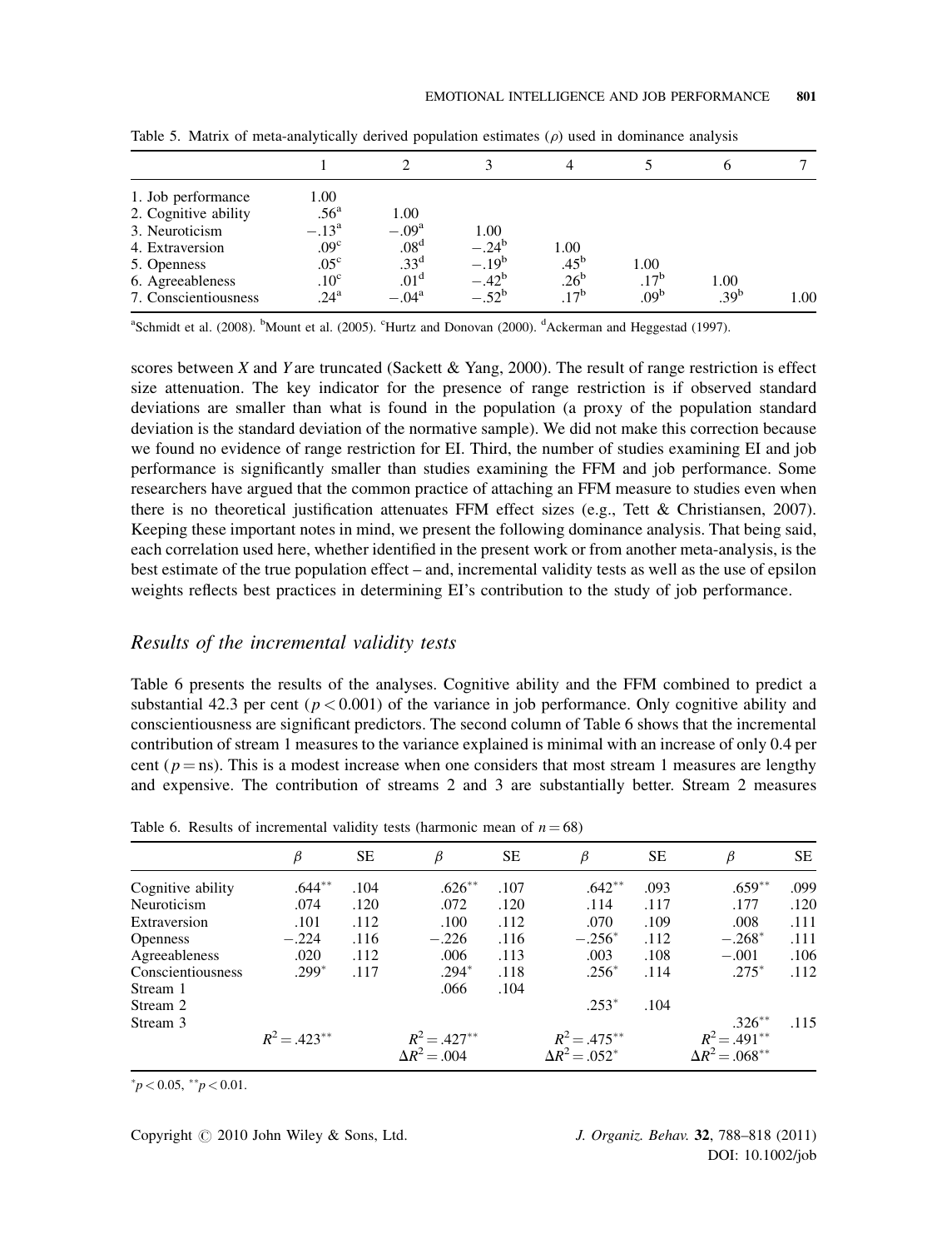Table 5. Matrix of meta-analytically derived population estimates ($\rho$) used in dominance analysis

| | 1 | 2 | 3 | 4 | 5 | 6 | 7 |
|---|---|---|---|---|---|---|---|
| 1. Job performance | 1.00 | | | | | | |
| 2. Cognitive ability | .56[a] | 1.00 | | | | | |
| 3. Neuroticism | −.13[a] | −.09[a] | 1.00 | | | | |
| 4. Extraversion | .09[c] | .08[d] | −.24[b] | 1.00 | | | |
| 5. Openness | .05[c] | .33[d] | −.19[b] | .45[b] | 1.00 | | |
| 6. Agreeableness | .10[c] | .01[d] | −.42[b] | .26[b] | .17[b] | 1.00 | |
| 7. Conscientiousness | .24[a] | −.04[a] | −.52[b] | .17[b] | .09[b] | .39[b] | 1.00 |

[a]Schmidt et al. (2008). [b]Mount et al. (2005). [c]Hurtz and Donovan (2000). [d]Ackerman and Heggestad (1997).

scores between $X$ and $Y$ are truncated (Sackett & Yang, 2000). The result of range restriction is effect size attenuation. The key indicator for the presence of range restriction is if observed standard deviations are smaller than what is found in the population (a proxy of the population standard deviation is the standard deviation of the normative sample). We did not make this correction because we found no evidence of range restriction for EI. Third, the number of studies examining EI and job performance is significantly smaller than studies examining the FFM and job performance. Some researchers have argued that the common practice of attaching an FFM measure to studies even when there is no theoretical justification attenuates FFM effect sizes (e.g., Tett & Christiansen, 2007). Keeping these important notes in mind, we present the following dominance analysis. That being said, each correlation used here, whether identified in the present work or from another meta-analysis, is the best estimate of the true population effect – and, incremental validity tests as well as the use of epsilon weights reflects best practices in determining EI's contribution to the study of job performance.

## *Results of the incremental validity tests*

Table 6 presents the results of the analyses. Cognitive ability and the FFM combined to predict a substantial 42.3 per cent ($p < 0.001$) of the variance in job performance. Only cognitive ability and conscientiousness are significant predictors. The second column of Table 6 shows that the incremental contribution of stream 1 measures to the variance explained is minimal with an increase of only 0.4 per cent ($p =$ ns). This is a modest increase when one considers that most stream 1 measures are lengthy and expensive. The contribution of streams 2 and 3 are substantially better. Stream 2 measures

Table 6. Results of incremental validity tests (harmonic mean of $n = 68$)

| | $\beta$ | SE | $\beta$ | SE | $\beta$ | SE | $\beta$ | SE |
|---|---|---|---|---|---|---|---|---|
| Cognitive ability | .644** | .104 | .626** | .107 | .642** | .093 | .659** | .099 |
| Neuroticism | .074 | .120 | .072 | .120 | .114 | .117 | .177 | .120 |
| Extraversion | .101 | .112 | .100 | .112 | .070 | .109 | .008 | .111 |
| Openness | −.224 | .116 | −.226 | .116 | −.256* | .112 | −.268* | .111 |
| Agreeableness | .020 | .112 | .006 | .113 | .003 | .108 | −.001 | .106 |
| Conscientiousness | .299* | .117 | .294* | .118 | .256* | .114 | .275* | .112 |
| Stream 1 | | | .066 | .104 | | | | |
| Stream 2 | | | | | .253* | .104 | | |
| Stream 3 | | | | | | | .326** | .115 |
| | $R^2 = .423^{**}$ | | $R^2 = .427^{**}$ $\Delta R^2 = .004$ | | $R^2 = .475^{**}$ $\Delta R^2 = .052^{*}$ | | $R^2 = .491^{**}$ $\Delta R^2 = .068^{**}$ | |

$^{*}p < 0.05$, $^{**}p < 0.01$.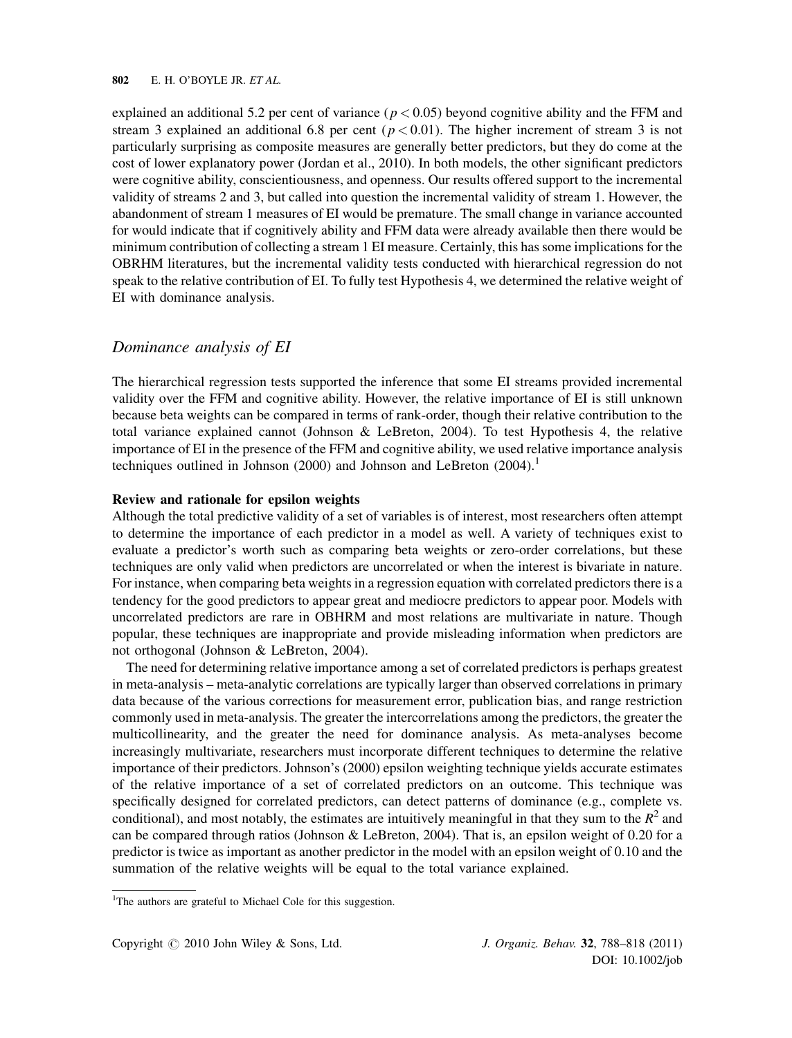explained an additional 5.2 per cent of variance ($p < 0.05$) beyond cognitive ability and the FFM and stream 3 explained an additional 6.8 per cent ($p < 0.01$). The higher increment of stream 3 is not particularly surprising as composite measures are generally better predictors, but they do come at the cost of lower explanatory power (Jordan et al., 2010). In both models, the other significant predictors were cognitive ability, conscientiousness, and openness. Our results offered support to the incremental validity of streams 2 and 3, but called into question the incremental validity of stream 1. However, the abandonment of stream 1 measures of EI would be premature. The small change in variance accounted for would indicate that if cognitively ability and FFM data were already available then there would be minimum contribution of collecting a stream 1 EI measure. Certainly, this has some implications for the OBRHM literatures, but the incremental validity tests conducted with hierarchical regression do not speak to the relative contribution of EI. To fully test Hypothesis 4, we determined the relative weight of EI with dominance analysis.

## *Dominance analysis of EI*

The hierarchical regression tests supported the inference that some EI streams provided incremental validity over the FFM and cognitive ability. However, the relative importance of EI is still unknown because beta weights can be compared in terms of rank-order, though their relative contribution to the total variance explained cannot (Johnson & LeBreton, 2004). To test Hypothesis 4, the relative importance of EI in the presence of the FFM and cognitive ability, we used relative importance analysis techniques outlined in Johnson (2000) and Johnson and LeBreton (2004).[1]

### Review and rationale for epsilon weights

Although the total predictive validity of a set of variables is of interest, most researchers often attempt to determine the importance of each predictor in a model as well. A variety of techniques exist to evaluate a predictor's worth such as comparing beta weights or zero-order correlations, but these techniques are only valid when predictors are uncorrelated or when the interest is bivariate in nature. For instance, when comparing beta weights in a regression equation with correlated predictors there is a tendency for the good predictors to appear great and mediocre predictors to appear poor. Models with uncorrelated predictors are rare in OBHRM and most relations are multivariate in nature. Though popular, these techniques are inappropriate and provide misleading information when predictors are not orthogonal (Johnson & LeBreton, 2004).

The need for determining relative importance among a set of correlated predictors is perhaps greatest in meta-analysis – meta-analytic correlations are typically larger than observed correlations in primary data because of the various corrections for measurement error, publication bias, and range restriction commonly used in meta-analysis. The greater the intercorrelations among the predictors, the greater the multicollinearity, and the greater the need for dominance analysis. As meta-analyses become increasingly multivariate, researchers must incorporate different techniques to determine the relative importance of their predictors. Johnson's (2000) epsilon weighting technique yields accurate estimates of the relative importance of a set of correlated predictors on an outcome. This technique was specifically designed for correlated predictors, can detect patterns of dominance (e.g., complete vs. conditional), and most notably, the estimates are intuitively meaningful in that they sum to the $R^2$ and can be compared through ratios (Johnson & LeBreton, 2004). That is, an epsilon weight of 0.20 for a predictor is twice as important as another predictor in the model with an epsilon weight of 0.10 and the summation of the relative weights will be equal to the total variance explained.

[1]The authors are grateful to Michael Cole for this suggestion.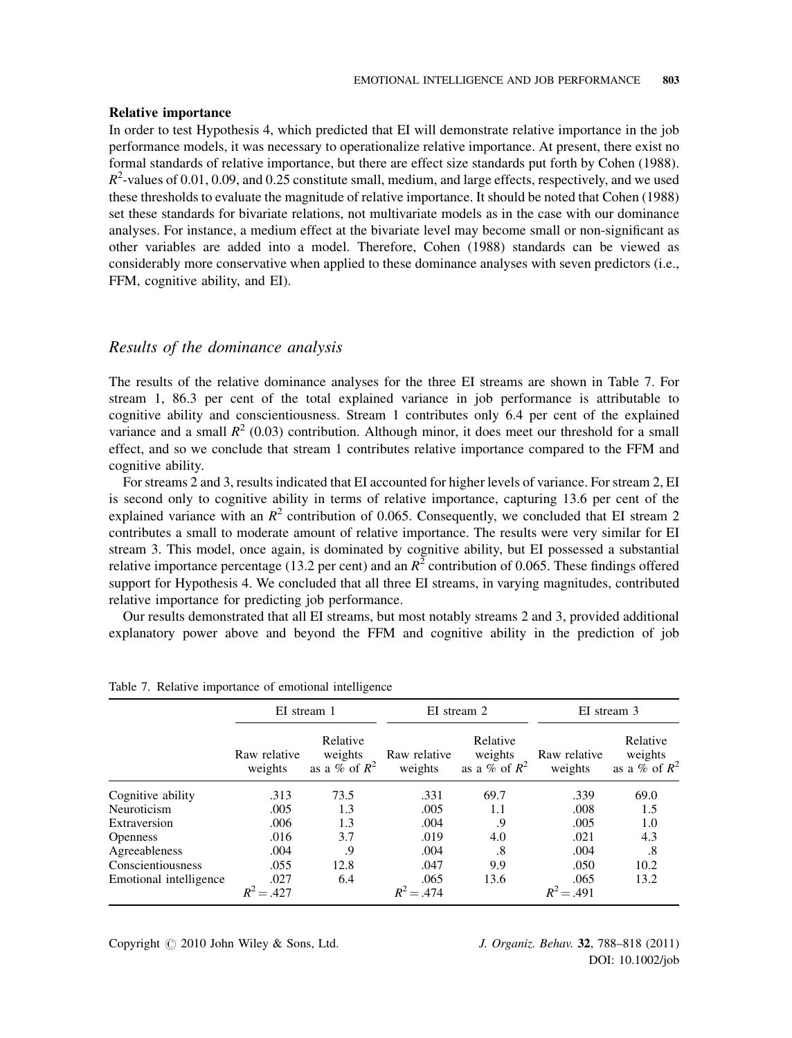### Relative importance

In order to test Hypothesis 4, which predicted that EI will demonstrate relative importance in the job performance models, it was necessary to operationalize relative importance. At present, there exist no formal standards of relative importance, but there are effect size standards put forth by Cohen (1988). $R^2$-values of 0.01, 0.09, and 0.25 constitute small, medium, and large effects, respectively, and we used these thresholds to evaluate the magnitude of relative importance. It should be noted that Cohen (1988) set these standards for bivariate relations, not multivariate models as in the case with our dominance analyses. For instance, a medium effect at the bivariate level may become small or non-significant as other variables are added into a model. Therefore, Cohen (1988) standards can be viewed as considerably more conservative when applied to these dominance analyses with seven predictors (i.e., FFM, cognitive ability, and EI).

## *Results of the dominance analysis*

The results of the relative dominance analyses for the three EI streams are shown in Table 7. For stream 1, 86.3 per cent of the total explained variance in job performance is attributable to cognitive ability and conscientiousness. Stream 1 contributes only 6.4 per cent of the explained variance and a small $R^2$ (0.03) contribution. Although minor, it does meet our threshold for a small effect, and so we conclude that stream 1 contributes relative importance compared to the FFM and cognitive ability.

For streams 2 and 3, results indicated that EI accounted for higher levels of variance. For stream 2, EI is second only to cognitive ability in terms of relative importance, capturing 13.6 per cent of the explained variance with an $R^2$ contribution of 0.065. Consequently, we concluded that EI stream 2 contributes a small to moderate amount of relative importance. The results were very similar for EI stream 3. This model, once again, is dominated by cognitive ability, but EI possessed a substantial relative importance percentage (13.2 per cent) and an $R^2$ contribution of 0.065. These findings offered support for Hypothesis 4. We concluded that all three EI streams, in varying magnitudes, contributed relative importance for predicting job performance.

Our results demonstrated that all EI streams, but most notably streams 2 and 3, provided additional explanatory power above and beyond the FFM and cognitive ability in the prediction of job

Table 7. Relative importance of emotional intelligence

| | EI stream 1 | | EI stream 2 | | EI stream 3 | |
|---|---|---|---|---|---|---|
| | Raw relative weights | Relative weights as a % of $R^2$ | Raw relative weights | Relative weights as a % of $R^2$ | Raw relative weights | Relative weights as a % of $R^2$ |
| Cognitive ability | .313 | 73.5 | .331 | 69.7 | .339 | 69.0 |
| Neuroticism | .005 | 1.3 | .005 | 1.1 | .008 | 1.5 |
| Extraversion | .006 | 1.3 | .004 | .9 | .005 | 1.0 |
| Openness | .016 | 3.7 | .019 | 4.0 | .021 | 4.3 |
| Agreeableness | .004 | .9 | .004 | .8 | .004 | .8 |
| Conscientiousness | .055 | 12.8 | .047 | 9.9 | .050 | 10.2 |
| Emotional intelligence | .027 | 6.4 | .065 | 13.6 | .065 | 13.2 |
| | $R^2 = .427$ | | $R^2 = .474$ | | $R^2 = .491$ | |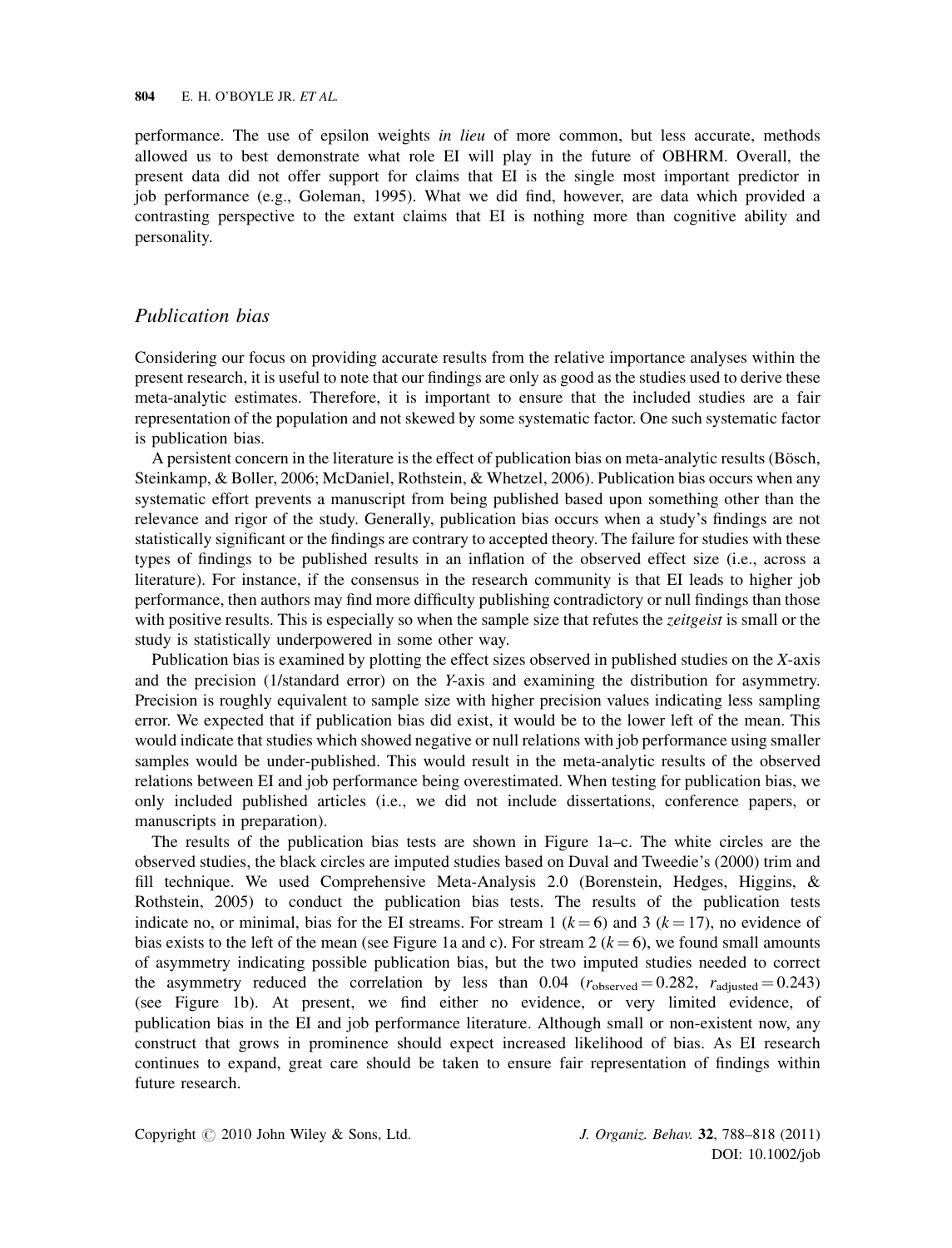performance. The use of epsilon weights *in lieu* of more common, but less accurate, methods allowed us to best demonstrate what role EI will play in the future of OBHRM. Overall, the present data did not offer support for claims that EI is the single most important predictor in job performance (e.g., Goleman, 1995). What we did find, however, are data which provided a contrasting perspective to the extant claims that EI is nothing more than cognitive ability and personality.

## Publication bias

Considering our focus on providing accurate results from the relative importance analyses within the present research, it is useful to note that our findings are only as good as the studies used to derive these meta-analytic estimates. Therefore, it is important to ensure that the included studies are a fair representation of the population and not skewed by some systematic factor. One such systematic factor is publication bias.

A persistent concern in the literature is the effect of publication bias on meta-analytic results (Bösch, Steinkamp, & Boller, 2006; McDaniel, Rothstein, & Whetzel, 2006). Publication bias occurs when any systematic effort prevents a manuscript from being published based upon something other than the relevance and rigor of the study. Generally, publication bias occurs when a study's findings are not statistically significant or the findings are contrary to accepted theory. The failure for studies with these types of findings to be published results in an inflation of the observed effect size (i.e., across a literature). For instance, if the consensus in the research community is that EI leads to higher job performance, then authors may find more difficulty publishing contradictory or null findings than those with positive results. This is especially so when the sample size that refutes the *zeitgeist* is small or the study is statistically underpowered in some other way.

Publication bias is examined by plotting the effect sizes observed in published studies on the *X*-axis and the precision (1/standard error) on the *Y*-axis and examining the distribution for asymmetry. Precision is roughly equivalent to sample size with higher precision values indicating less sampling error. We expected that if publication bias did exist, it would be to the lower left of the mean. This would indicate that studies which showed negative or null relations with job performance using smaller samples would be under-published. This would result in the meta-analytic results of the observed relations between EI and job performance being overestimated. When testing for publication bias, we only included published articles (i.e., we did not include dissertations, conference papers, or manuscripts in preparation).

The results of the publication bias tests are shown in Figure 1a–c. The white circles are the observed studies, the black circles are imputed studies based on Duval and Tweedie's (2000) trim and fill technique. We used Comprehensive Meta-Analysis 2.0 (Borenstein, Hedges, Higgins, & Rothstein, 2005) to conduct the publication bias tests. The results of the publication tests indicate no, or minimal, bias for the EI streams. For stream 1 ($k = 6$) and 3 ($k = 17$), no evidence of bias exists to the left of the mean (see Figure 1a and c). For stream 2 ($k = 6$), we found small amounts of asymmetry indicating possible publication bias, but the two imputed studies needed to correct the asymmetry reduced the correlation by less than 0.04 ($r_{\text{observed}} = 0.282$, $r_{\text{adjusted}} = 0.243$) (see Figure 1b). At present, we find either no evidence, or very limited evidence, of publication bias in the EI and job performance literature. Although small or non-existent now, any construct that grows in prominence should expect increased likelihood of bias. As EI research continues to expand, great care should be taken to ensure fair representation of findings within future research.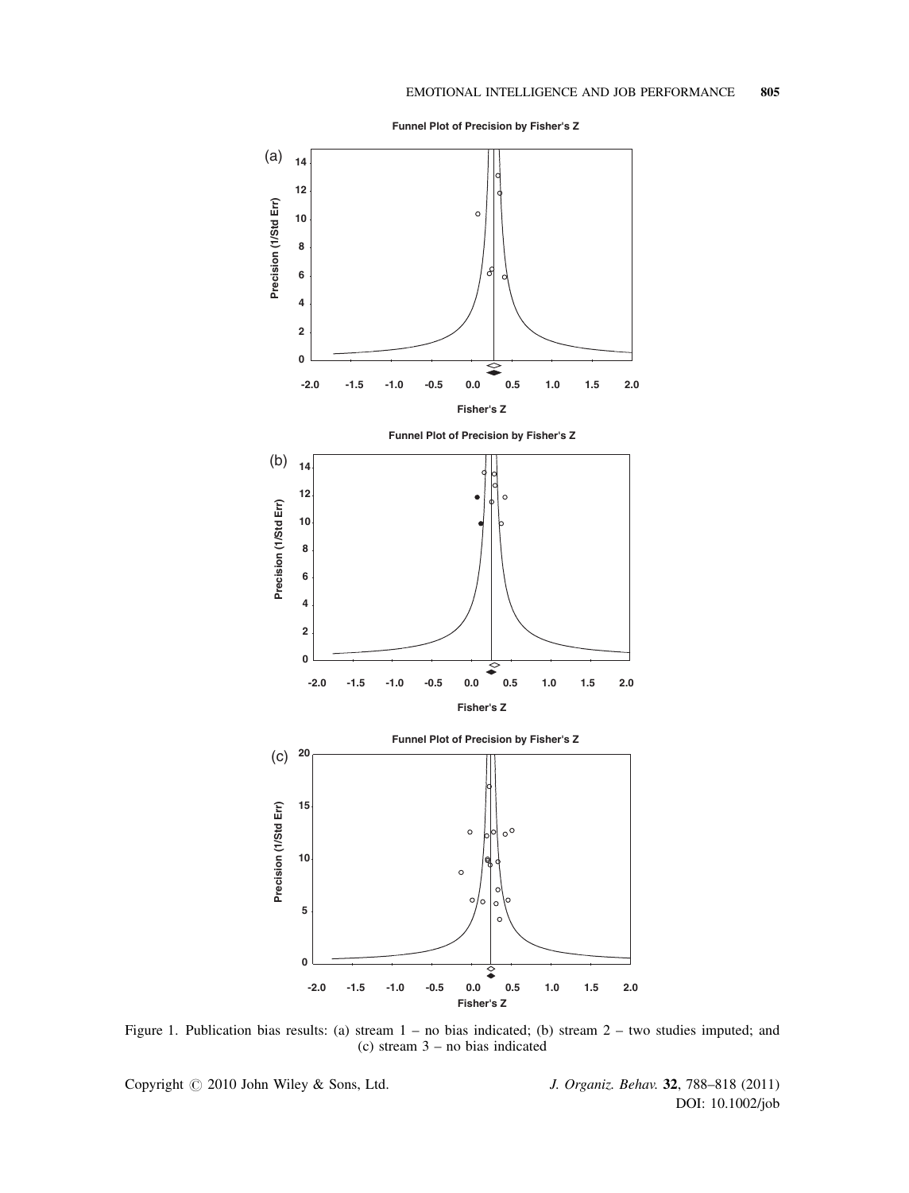Figure 1. Publication bias results: (a) stream 1 – no bias indicated; (b) stream 2 – two studies imputed; and (c) stream 3 – no bias indicated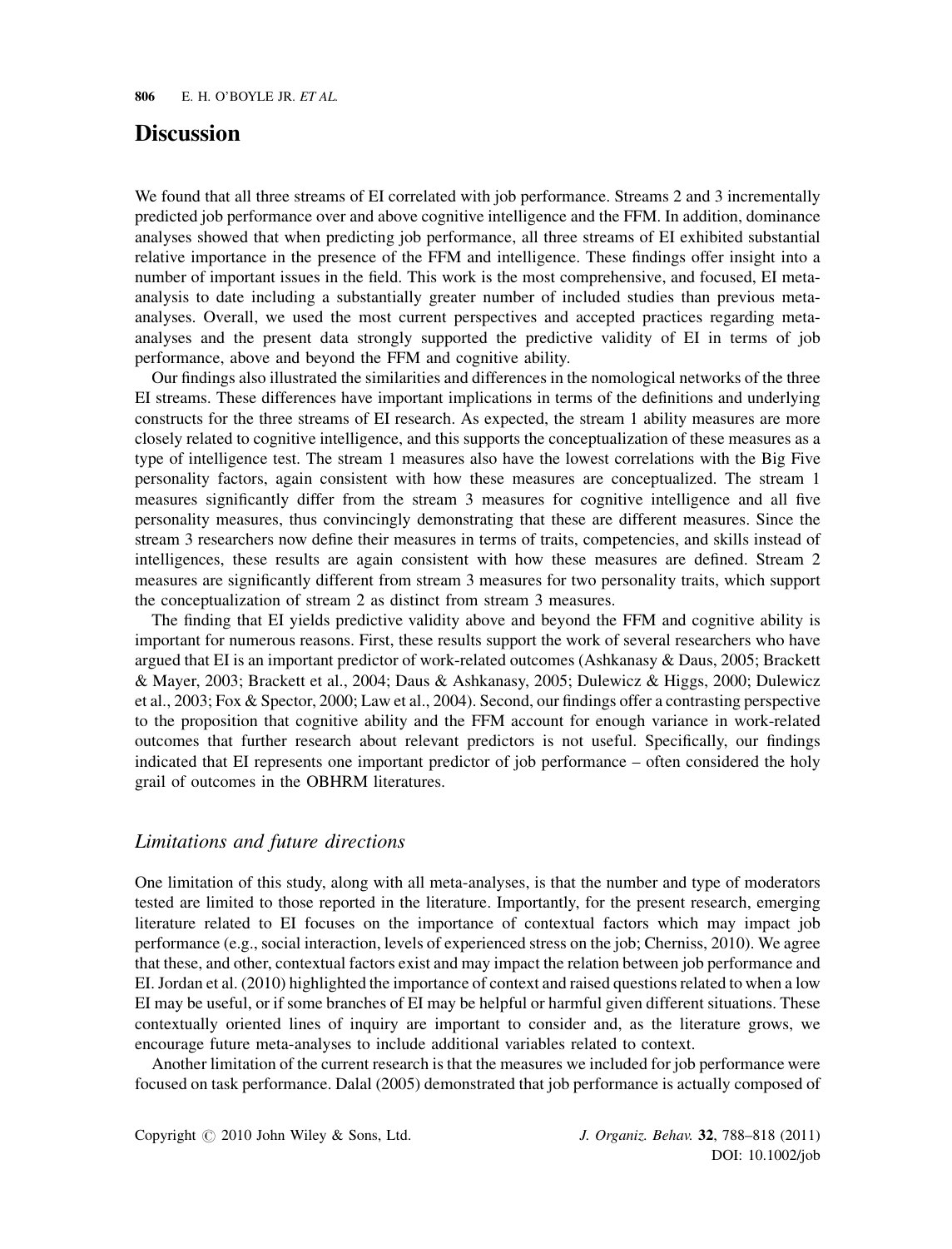# Discussion

We found that all three streams of EI correlated with job performance. Streams 2 and 3 incrementally predicted job performance over and above cognitive intelligence and the FFM. In addition, dominance analyses showed that when predicting job performance, all three streams of EI exhibited substantial relative importance in the presence of the FFM and intelligence. These findings offer insight into a number of important issues in the field. This work is the most comprehensive, and focused, EI meta-analysis to date including a substantially greater number of included studies than previous meta-analyses. Overall, we used the most current perspectives and accepted practices regarding meta-analyses and the present data strongly supported the predictive validity of EI in terms of job performance, above and beyond the FFM and cognitive ability.

Our findings also illustrated the similarities and differences in the nomological networks of the three EI streams. These differences have important implications in terms of the definitions and underlying constructs for the three streams of EI research. As expected, the stream 1 ability measures are more closely related to cognitive intelligence, and this supports the conceptualization of these measures as a type of intelligence test. The stream 1 measures also have the lowest correlations with the Big Five personality factors, again consistent with how these measures are conceptualized. The stream 1 measures significantly differ from the stream 3 measures for cognitive intelligence and all five personality measures, thus convincingly demonstrating that these are different measures. Since the stream 3 researchers now define their measures in terms of traits, competencies, and skills instead of intelligences, these results are again consistent with how these measures are defined. Stream 2 measures are significantly different from stream 3 measures for two personality traits, which support the conceptualization of stream 2 as distinct from stream 3 measures.

The finding that EI yields predictive validity above and beyond the FFM and cognitive ability is important for numerous reasons. First, these results support the work of several researchers who have argued that EI is an important predictor of work-related outcomes (Ashkanasy & Daus, 2005; Brackett & Mayer, 2003; Brackett et al., 2004; Daus & Ashkanasy, 2005; Dulewicz & Higgs, 2000; Dulewicz et al., 2003; Fox & Spector, 2000; Law et al., 2004). Second, our findings offer a contrasting perspective to the proposition that cognitive ability and the FFM account for enough variance in work-related outcomes that further research about relevant predictors is not useful. Specifically, our findings indicated that EI represents one important predictor of job performance – often considered the holy grail of outcomes in the OBHRM literatures.

## *Limitations and future directions*

One limitation of this study, along with all meta-analyses, is that the number and type of moderators tested are limited to those reported in the literature. Importantly, for the present research, emerging literature related to EI focuses on the importance of contextual factors which may impact job performance (e.g., social interaction, levels of experienced stress on the job; Cherniss, 2010). We agree that these, and other, contextual factors exist and may impact the relation between job performance and EI. Jordan et al. (2010) highlighted the importance of context and raised questions related to when a low EI may be useful, or if some branches of EI may be helpful or harmful given different situations. These contextually oriented lines of inquiry are important to consider and, as the literature grows, we encourage future meta-analyses to include additional variables related to context.

Another limitation of the current research is that the measures we included for job performance were focused on task performance. Dalal (2005) demonstrated that job performance is actually composed of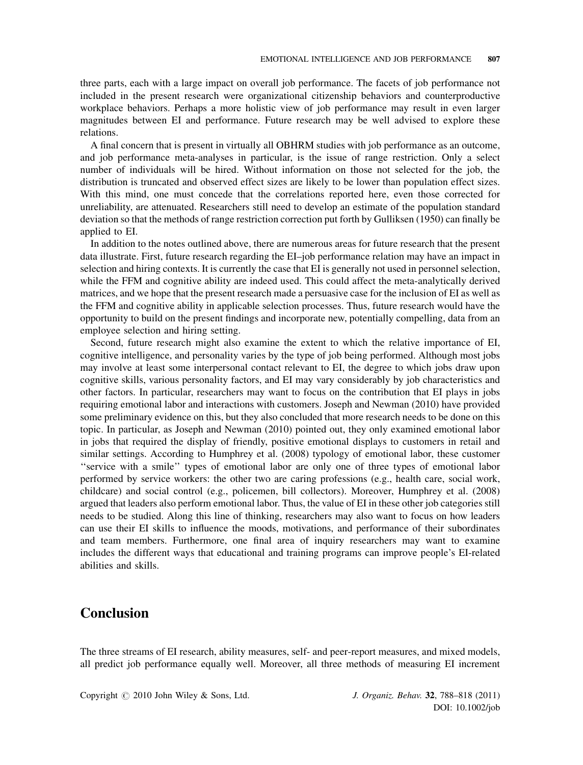three parts, each with a large impact on overall job performance. The facets of job performance not included in the present research were organizational citizenship behaviors and counterproductive workplace behaviors. Perhaps a more holistic view of job performance may result in even larger magnitudes between EI and performance. Future research may be well advised to explore these relations.

A final concern that is present in virtually all OBHRM studies with job performance as an outcome, and job performance meta-analyses in particular, is the issue of range restriction. Only a select number of individuals will be hired. Without information on those not selected for the job, the distribution is truncated and observed effect sizes are likely to be lower than population effect sizes. With this mind, one must concede that the correlations reported here, even those corrected for unreliability, are attenuated. Researchers still need to develop an estimate of the population standard deviation so that the methods of range restriction correction put forth by Gulliksen (1950) can finally be applied to EI.

In addition to the notes outlined above, there are numerous areas for future research that the present data illustrate. First, future research regarding the EI–job performance relation may have an impact in selection and hiring contexts. It is currently the case that EI is generally not used in personnel selection, while the FFM and cognitive ability are indeed used. This could affect the meta-analytically derived matrices, and we hope that the present research made a persuasive case for the inclusion of EI as well as the FFM and cognitive ability in applicable selection processes. Thus, future research would have the opportunity to build on the present findings and incorporate new, potentially compelling, data from an employee selection and hiring setting.

Second, future research might also examine the extent to which the relative importance of EI, cognitive intelligence, and personality varies by the type of job being performed. Although most jobs may involve at least some interpersonal contact relevant to EI, the degree to which jobs draw upon cognitive skills, various personality factors, and EI may vary considerably by job characteristics and other factors. In particular, researchers may want to focus on the contribution that EI plays in jobs requiring emotional labor and interactions with customers. Joseph and Newman (2010) have provided some preliminary evidence on this, but they also concluded that more research needs to be done on this topic. In particular, as Joseph and Newman (2010) pointed out, they only examined emotional labor in jobs that required the display of friendly, positive emotional displays to customers in retail and similar settings. According to Humphrey et al. (2008) typology of emotional labor, these customer "service with a smile" types of emotional labor are only one of three types of emotional labor performed by service workers: the other two are caring professions (e.g., health care, social work, childcare) and social control (e.g., policemen, bill collectors). Moreover, Humphrey et al. (2008) argued that leaders also perform emotional labor. Thus, the value of EI in these other job categories still needs to be studied. Along this line of thinking, researchers may also want to focus on how leaders can use their EI skills to influence the moods, motivations, and performance of their subordinates and team members. Furthermore, one final area of inquiry researchers may want to examine includes the different ways that educational and training programs can improve people's EI-related abilities and skills.

## Conclusion

The three streams of EI research, ability measures, self- and peer-report measures, and mixed models, all predict job performance equally well. Moreover, all three methods of measuring EI increment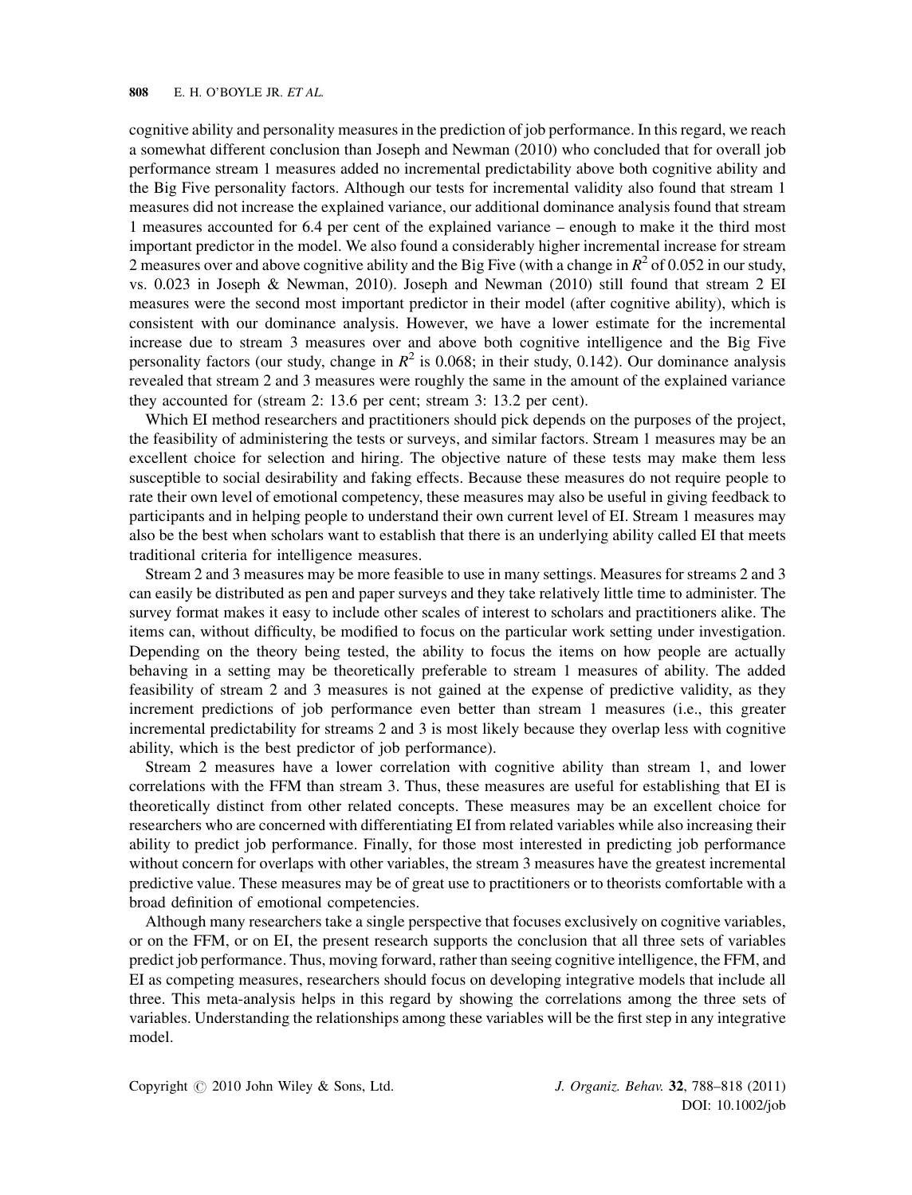cognitive ability and personality measures in the prediction of job performance. In this regard, we reach a somewhat different conclusion than Joseph and Newman (2010) who concluded that for overall job performance stream 1 measures added no incremental predictability above both cognitive ability and the Big Five personality factors. Although our tests for incremental validity also found that stream 1 measures did not increase the explained variance, our additional dominance analysis found that stream 1 measures accounted for 6.4 per cent of the explained variance – enough to make it the third most important predictor in the model. We also found a considerably higher incremental increase for stream 2 measures over and above cognitive ability and the Big Five (with a change in $R^2$ of 0.052 in our study, vs. 0.023 in Joseph & Newman, 2010). Joseph and Newman (2010) still found that stream 2 EI measures were the second most important predictor in their model (after cognitive ability), which is consistent with our dominance analysis. However, we have a lower estimate for the incremental increase due to stream 3 measures over and above both cognitive intelligence and the Big Five personality factors (our study, change in $R^2$ is 0.068; in their study, 0.142). Our dominance analysis revealed that stream 2 and 3 measures were roughly the same in the amount of the explained variance they accounted for (stream 2: 13.6 per cent; stream 3: 13.2 per cent).

Which EI method researchers and practitioners should pick depends on the purposes of the project, the feasibility of administering the tests or surveys, and similar factors. Stream 1 measures may be an excellent choice for selection and hiring. The objective nature of these tests may make them less susceptible to social desirability and faking effects. Because these measures do not require people to rate their own level of emotional competency, these measures may also be useful in giving feedback to participants and in helping people to understand their own current level of EI. Stream 1 measures may also be the best when scholars want to establish that there is an underlying ability called EI that meets traditional criteria for intelligence measures.

Stream 2 and 3 measures may be more feasible to use in many settings. Measures for streams 2 and 3 can easily be distributed as pen and paper surveys and they take relatively little time to administer. The survey format makes it easy to include other scales of interest to scholars and practitioners alike. The items can, without difficulty, be modified to focus on the particular work setting under investigation. Depending on the theory being tested, the ability to focus the items on how people are actually behaving in a setting may be theoretically preferable to stream 1 measures of ability. The added feasibility of stream 2 and 3 measures is not gained at the expense of predictive validity, as they increment predictions of job performance even better than stream 1 measures (i.e., this greater incremental predictability for streams 2 and 3 is most likely because they overlap less with cognitive ability, which is the best predictor of job performance).

Stream 2 measures have a lower correlation with cognitive ability than stream 1, and lower correlations with the FFM than stream 3. Thus, these measures are useful for establishing that EI is theoretically distinct from other related concepts. These measures may be an excellent choice for researchers who are concerned with differentiating EI from related variables while also increasing their ability to predict job performance. Finally, for those most interested in predicting job performance without concern for overlaps with other variables, the stream 3 measures have the greatest incremental predictive value. These measures may be of great use to practitioners or to theorists comfortable with a broad definition of emotional competencies.

Although many researchers take a single perspective that focuses exclusively on cognitive variables, or on the FFM, or on EI, the present research supports the conclusion that all three sets of variables predict job performance. Thus, moving forward, rather than seeing cognitive intelligence, the FFM, and EI as competing measures, researchers should focus on developing integrative models that include all three. This meta-analysis helps in this regard by showing the correlations among the three sets of variables. Understanding the relationships among these variables will be the first step in any integrative model.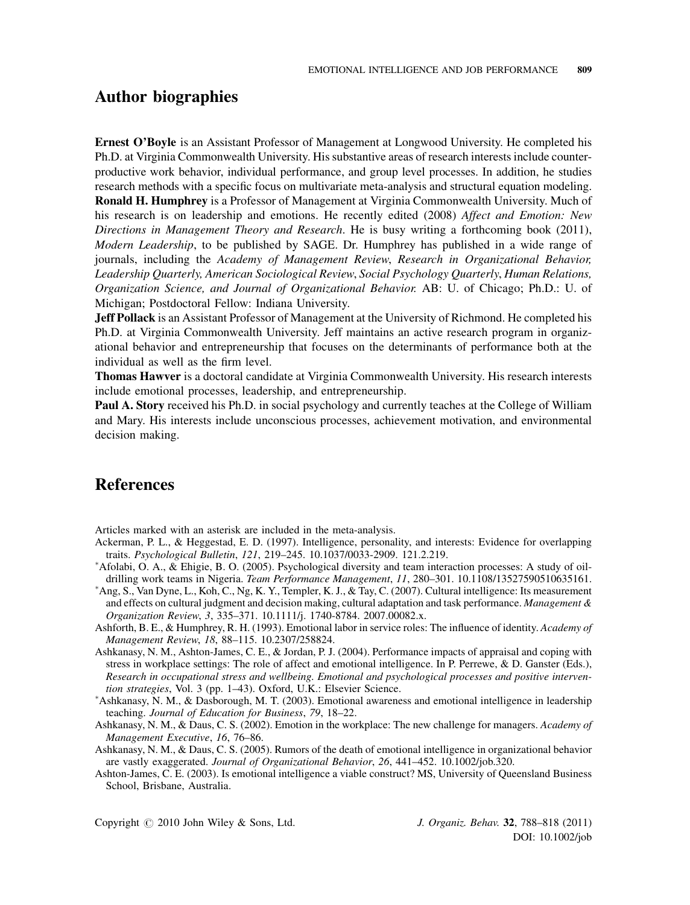## Author biographies

**Ernest O'Boyle** is an Assistant Professor of Management at Longwood University. He completed his Ph.D. at Virginia Commonwealth University. His substantive areas of research interests include counterproductive work behavior, individual performance, and group level processes. In addition, he studies research methods with a specific focus on multivariate meta-analysis and structural equation modeling.

**Ronald H. Humphrey** is a Professor of Management at Virginia Commonwealth University. Much of his research is on leadership and emotions. He recently edited (2008) *Affect and Emotion: New Directions in Management Theory and Research*. He is busy writing a forthcoming book (2011), *Modern Leadership*, to be published by SAGE. Dr. Humphrey has published in a wide range of journals, including the *Academy of Management Review*, *Research in Organizational Behavior, Leadership Quarterly, American Sociological Review, Social Psychology Quarterly, Human Relations, Organization Science, and Journal of Organizational Behavior.* AB: U. of Chicago; Ph.D.: U. of Michigan; Postdoctoral Fellow: Indiana University.

**Jeff Pollack** is an Assistant Professor of Management at the University of Richmond. He completed his Ph.D. at Virginia Commonwealth University. Jeff maintains an active research program in organizational behavior and entrepreneurship that focuses on the determinants of performance both at the individual as well as the firm level.

**Thomas Hawver** is a doctoral candidate at Virginia Commonwealth University. His research interests include emotional processes, leadership, and entrepreneurship.

**Paul A. Story** received his Ph.D. in social psychology and currently teaches at the College of William and Mary. His interests include unconscious processes, achievement motivation, and environmental decision making.

## References

Articles marked with an asterisk are included in the meta-analysis.

Ackerman, P. L., & Heggestad, E. D. (1997). Intelligence, personality, and interests: Evidence for overlapping traits. *Psychological Bulletin*, *121*, 219–245. 10.1037/0033-2909. 121.2.219.

*Afolabi, O. A., & Ehigie, B. O. (2005). Psychological diversity and team interaction processes: A study of oil-drilling work teams in Nigeria. *Team Performance Management*, *11*, 280–301. 10.1108/13527590510635161.

*Ang, S., Van Dyne, L., Koh, C., Ng, K. Y., Templer, K. J., & Tay, C. (2007). Cultural intelligence: Its measurement and effects on cultural judgment and decision making, cultural adaptation and task performance. *Management & Organization Review*, *3*, 335–371. 10.1111/j. 1740-8784. 2007.00082.x.

Ashforth, B. E., & Humphrey, R. H. (1993). Emotional labor in service roles: The influence of identity. *Academy of Management Review*, *18*, 88–115. 10.2307/258824.

Ashkanasy, N. M., Ashton-James, C. E., & Jordan, P. J. (2004). Performance impacts of appraisal and coping with stress in workplace settings: The role of affect and emotional intelligence. In P. Perrewe, & D. Ganster (Eds.), *Research in occupational stress and wellbeing. Emotional and psychological processes and positive intervention strategies*, Vol. 3 (pp. 1–43). Oxford, U.K.: Elsevier Science.

*Ashkanasy, N. M., & Dasborough, M. T. (2003). Emotional awareness and emotional intelligence in leadership teaching. *Journal of Education for Business*, *79*, 18–22.

Ashkanasy, N. M., & Daus, C. S. (2002). Emotion in the workplace: The new challenge for managers. *Academy of Management Executive*, *16*, 76–86.

Ashkanasy, N. M., & Daus, C. S. (2005). Rumors of the death of emotional intelligence in organizational behavior are vastly exaggerated. *Journal of Organizational Behavior*, *26*, 441–452. 10.1002/job.320.

Ashton-James, C. E. (2003). Is emotional intelligence a viable construct? MS, University of Queensland Business School, Brisbane, Australia.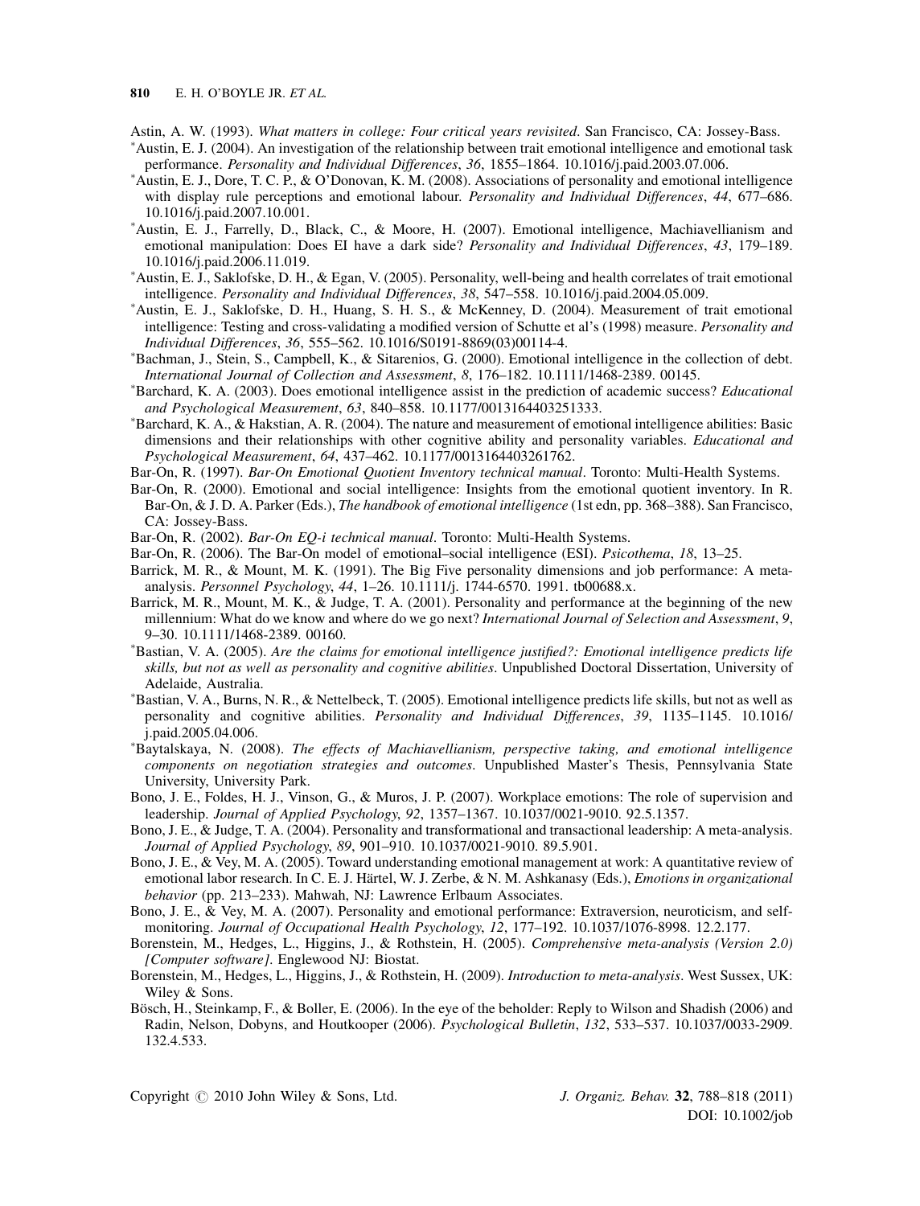Astin, A. W. (1993). *What matters in college: Four critical years revisited*. San Francisco, CA: Jossey-Bass.

*Austin, E. J. (2004). An investigation of the relationship between trait emotional intelligence and emotional task performance. *Personality and Individual Differences*, *36*, 1855–1864. 10.1016/j.paid.2003.07.006.

*Austin, E. J., Dore, T. C. P., & O'Donovan, K. M. (2008). Associations of personality and emotional intelligence with display rule perceptions and emotional labour. *Personality and Individual Differences*, *44*, 677–686. 10.1016/j.paid.2007.10.001.

*Austin, E. J., Farrelly, D., Black, C., & Moore, H. (2007). Emotional intelligence, Machiavellianism and emotional manipulation: Does EI have a dark side? *Personality and Individual Differences*, *43*, 179–189. 10.1016/j.paid.2006.11.019.

*Austin, E. J., Saklofske, D. H., & Egan, V. (2005). Personality, well-being and health correlates of trait emotional intelligence. *Personality and Individual Differences*, *38*, 547–558. 10.1016/j.paid.2004.05.009.

*Austin, E. J., Saklofske, D. H., Huang, S. H. S., & McKenney, D. (2004). Measurement of trait emotional intelligence: Testing and cross-validating a modified version of Schutte et al's (1998) measure. *Personality and Individual Differences*, *36*, 555–562. 10.1016/S0191-8869(03)00114-4.

*Bachman, J., Stein, S., Campbell, K., & Sitarenios, G. (2000). Emotional intelligence in the collection of debt. *International Journal of Collection and Assessment*, *8*, 176–182. 10.1111/1468-2389. 00145.

*Barchard, K. A. (2003). Does emotional intelligence assist in the prediction of academic success? *Educational and Psychological Measurement*, *63*, 840–858. 10.1177/0013164403251333.

*Barchard, K. A., & Hakstian, A. R. (2004). The nature and measurement of emotional intelligence abilities: Basic dimensions and their relationships with other cognitive ability and personality variables. *Educational and Psychological Measurement*, *64*, 437–462. 10.1177/0013164403261762.

Bar-On, R. (1997). *Bar-On Emotional Quotient Inventory technical manual*. Toronto: Multi-Health Systems.

Bar-On, R. (2000). Emotional and social intelligence: Insights from the emotional quotient inventory. In R. Bar-On, & J. D. A. Parker (Eds.), *The handbook of emotional intelligence* (1st edn, pp. 368–388). San Francisco, CA: Jossey-Bass.

Bar-On, R. (2002). *Bar-On EQ-i technical manual*. Toronto: Multi-Health Systems.

Bar-On, R. (2006). The Bar-On model of emotional–social intelligence (ESI). *Psicothema*, *18*, 13–25.

Barrick, M. R., & Mount, M. K. (1991). The Big Five personality dimensions and job performance: A meta-analysis. *Personnel Psychology*, *44*, 1–26. 10.1111/j. 1744-6570. 1991. tb00688.x.

Barrick, M. R., Mount, M. K., & Judge, T. A. (2001). Personality and performance at the beginning of the new millennium: What do we know and where do we go next? *International Journal of Selection and Assessment*, *9*, 9–30. 10.1111/1468-2389. 00160.

*Bastian, V. A. (2005). *Are the claims for emotional intelligence justified?: Emotional intelligence predicts life skills, but not as well as personality and cognitive abilities*. Unpublished Doctoral Dissertation, University of Adelaide, Australia.

*Bastian, V. A., Burns, N. R., & Nettelbeck, T. (2005). Emotional intelligence predicts life skills, but not as well as personality and cognitive abilities. *Personality and Individual Differences*, *39*, 1135–1145. 10.1016/j.paid.2005.04.006.

*Baytalskaya, N. (2008). *The effects of Machiavellianism, perspective taking, and emotional intelligence components on negotiation strategies and outcomes*. Unpublished Master's Thesis, Pennsylvania State University, University Park.

Bono, J. E., Foldes, H. J., Vinson, G., & Muros, J. P. (2007). Workplace emotions: The role of supervision and leadership. *Journal of Applied Psychology*, *92*, 1357–1367. 10.1037/0021-9010. 92.5.1357.

Bono, J. E., & Judge, T. A. (2004). Personality and transformational and transactional leadership: A meta-analysis. *Journal of Applied Psychology*, *89*, 901–910. 10.1037/0021-9010. 89.5.901.

Bono, J. E., & Vey, M. A. (2005). Toward understanding emotional management at work: A quantitative review of emotional labor research. In C. E. J. Härtel, W. J. Zerbe, & N. M. Ashkanasy (Eds.), *Emotions in organizational behavior* (pp. 213–233). Mahwah, NJ: Lawrence Erlbaum Associates.

Bono, J. E., & Vey, M. A. (2007). Personality and emotional performance: Extraversion, neuroticism, and self-monitoring. *Journal of Occupational Health Psychology*, *12*, 177–192. 10.1037/1076-8998. 12.2.177.

Borenstein, M., Hedges, L., Higgins, J., & Rothstein, H. (2005). *Comprehensive meta-analysis (Version 2.0) [Computer software]*. Englewood NJ: Biostat.

Borenstein, M., Hedges, L., Higgins, J., & Rothstein, H. (2009). *Introduction to meta-analysis*. West Sussex, UK: Wiley & Sons.

Bösch, H., Steinkamp, F., & Boller, E. (2006). In the eye of the beholder: Reply to Wilson and Shadish (2006) and Radin, Nelson, Dobyns, and Houtkooper (2006). *Psychological Bulletin*, *132*, 533–537. 10.1037/0033-2909. 132.4.533.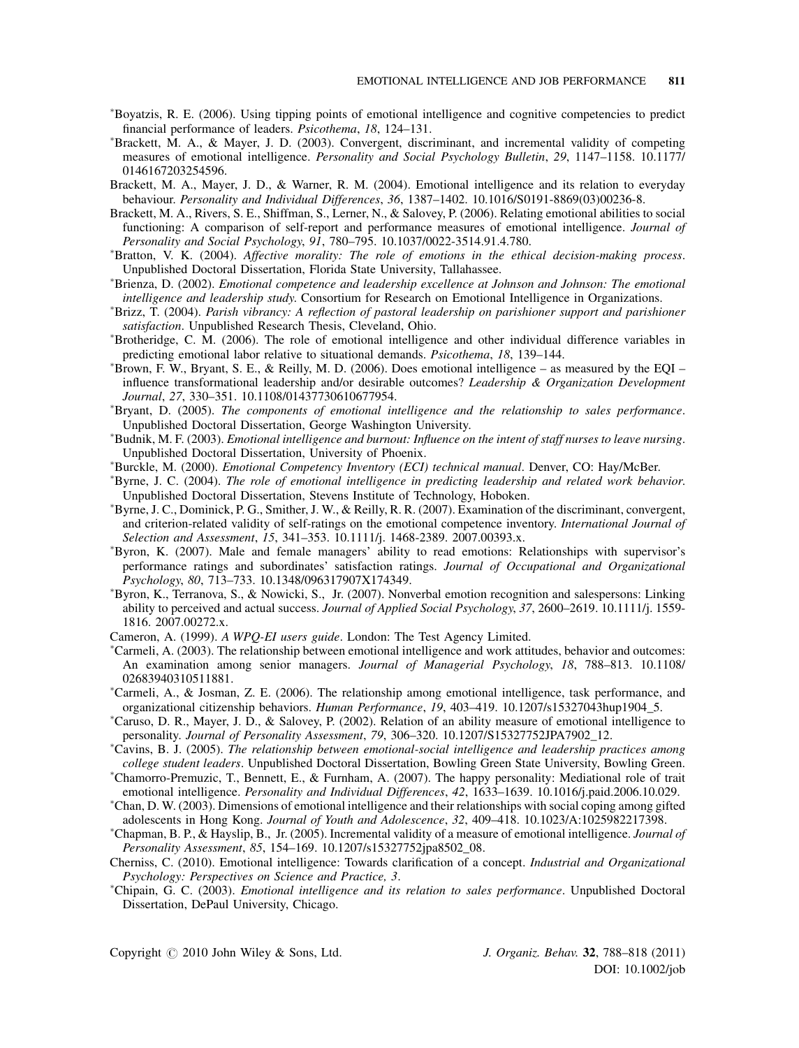*Boyatzis, R. E. (2006). Using tipping points of emotional intelligence and cognitive competencies to predict financial performance of leaders. *Psicothema*, *18*, 124–131.

*Brackett, M. A., & Mayer, J. D. (2003). Convergent, discriminant, and incremental validity of competing measures of emotional intelligence. *Personality and Social Psychology Bulletin*, *29*, 1147–1158. 10.1177/0146167203254596.

Brackett, M. A., Mayer, J. D., & Warner, R. M. (2004). Emotional intelligence and its relation to everyday behaviour. *Personality and Individual Differences*, *36*, 1387–1402. 10.1016/S0191-8869(03)00236-8.

Brackett, M. A., Rivers, S. E., Shiffman, S., Lerner, N., & Salovey, P. (2006). Relating emotional abilities to social functioning: A comparison of self-report and performance measures of emotional intelligence. *Journal of Personality and Social Psychology*, *91*, 780–795. 10.1037/0022-3514.91.4.780.

*Bratton, V. K. (2004). *Affective morality: The role of emotions in the ethical decision-making process*. Unpublished Doctoral Dissertation, Florida State University, Tallahassee.

*Brienza, D. (2002). *Emotional competence and leadership excellence at Johnson and Johnson: The emotional intelligence and leadership study*. Consortium for Research on Emotional Intelligence in Organizations.

*Brizz, T. (2004). *Parish vibrancy: A reflection of pastoral leadership on parishioner support and parishioner satisfaction*. Unpublished Research Thesis, Cleveland, Ohio.

*Brotheridge, C. M. (2006). The role of emotional intelligence and other individual difference variables in predicting emotional labor relative to situational demands. *Psicothema*, *18*, 139–144.

*Brown, F. W., Bryant, S. E., & Reilly, M. D. (2006). Does emotional intelligence – as measured by the EQI – influence transformational leadership and/or desirable outcomes? *Leadership & Organization Development Journal*, *27*, 330–351. 10.1108/01437730610677954.

*Bryant, D. (2005). *The components of emotional intelligence and the relationship to sales performance*. Unpublished Doctoral Dissertation, George Washington University.

*Budnik, M. F. (2003). *Emotional intelligence and burnout: Influence on the intent of staff nurses to leave nursing*. Unpublished Doctoral Dissertation, University of Phoenix.

*Burckle, M. (2000). *Emotional Competency Inventory (ECI) technical manual*. Denver, CO: Hay/McBer.

*Byrne, J. C. (2004). *The role of emotional intelligence in predicting leadership and related work behavior*. Unpublished Doctoral Dissertation, Stevens Institute of Technology, Hoboken.

*Byrne, J. C., Dominick, P. G., Smither, J. W., & Reilly, R. R. (2007). Examination of the discriminant, convergent, and criterion-related validity of self-ratings on the emotional competence inventory. *International Journal of Selection and Assessment*, *15*, 341–353. 10.1111/j. 1468-2389. 2007.00393.x.

*Byron, K. (2007). Male and female managers' ability to read emotions: Relationships with supervisor's performance ratings and subordinates' satisfaction ratings. *Journal of Occupational and Organizational Psychology*, *80*, 713–733. 10.1348/096317907X174349.

*Byron, K., Terranova, S., & Nowicki, S., Jr. (2007). Nonverbal emotion recognition and salespersons: Linking ability to perceived and actual success. *Journal of Applied Social Psychology*, *37*, 2600–2619. 10.1111/j. 1559-1816. 2007.00272.x.

Cameron, A. (1999). *A WPQ-EI users guide*. London: The Test Agency Limited.

*Carmeli, A. (2003). The relationship between emotional intelligence and work attitudes, behavior and outcomes: An examination among senior managers. *Journal of Managerial Psychology*, *18*, 788–813. 10.1108/02683940310511881.

*Carmeli, A., & Josman, Z. E. (2006). The relationship among emotional intelligence, task performance, and organizational citizenship behaviors. *Human Performance*, *19*, 403–419. 10.1207/s15327043hup1904_5.

*Caruso, D. R., Mayer, J. D., & Salovey, P. (2002). Relation of an ability measure of emotional intelligence to personality. *Journal of Personality Assessment*, *79*, 306–320. 10.1207/S15327752JPA7902_12.

*Cavins, B. J. (2005). *The relationship between emotional-social intelligence and leadership practices among college student leaders*. Unpublished Doctoral Dissertation, Bowling Green State University, Bowling Green.

*Chamorro-Premuzic, T., Bennett, E., & Furnham, A. (2007). The happy personality: Mediational role of trait emotional intelligence. *Personality and Individual Differences*, *42*, 1633–1639. 10.1016/j.paid.2006.10.029.

*Chan, D. W. (2003). Dimensions of emotional intelligence and their relationships with social coping among gifted adolescents in Hong Kong. *Journal of Youth and Adolescence*, *32*, 409–418. 10.1023/A:1025982217398.

*Chapman, B. P., & Hayslip, B., Jr. (2005). Incremental validity of a measure of emotional intelligence. *Journal of Personality Assessment*, *85*, 154–169. 10.1207/s15327752jpa8502_08.

Cherniss, C. (2010). Emotional intelligence: Towards clarification of a concept. *Industrial and Organizational Psychology: Perspectives on Science and Practice, 3*.

*Chipain, G. C. (2003). *Emotional intelligence and its relation to sales performance*. Unpublished Doctoral Dissertation, DePaul University, Chicago.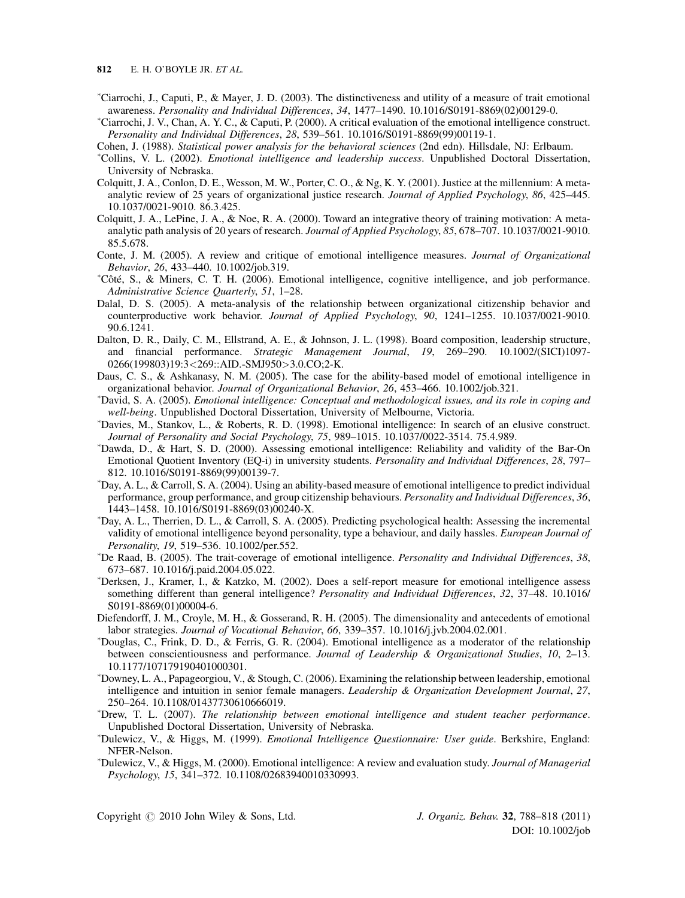*Ciarrochi, J., Caputi, P., & Mayer, J. D. (2003). The distinctiveness and utility of a measure of trait emotional awareness. *Personality and Individual Differences*, *34*, 1477–1490. 10.1016/S0191-8869(02)00129-0.

*Ciarrochi, J. V., Chan, A. Y. C., & Caputi, P. (2000). A critical evaluation of the emotional intelligence construct. *Personality and Individual Differences*, *28*, 539–561. 10.1016/S0191-8869(99)00119-1.

Cohen, J. (1988). *Statistical power analysis for the behavioral sciences* (2nd edn). Hillsdale, NJ: Erlbaum.

*Collins, V. L. (2002). *Emotional intelligence and leadership success*. Unpublished Doctoral Dissertation, University of Nebraska.

Colquitt, J. A., Conlon, D. E., Wesson, M. W., Porter, C. O., & Ng, K. Y. (2001). Justice at the millennium: A meta-analytic review of 25 years of organizational justice research. *Journal of Applied Psychology*, *86*, 425–445. 10.1037/0021-9010. 86.3.425.

Colquitt, J. A., LePine, J. A., & Noe, R. A. (2000). Toward an integrative theory of training motivation: A meta-analytic path analysis of 20 years of research. *Journal of Applied Psychology*, *85*, 678–707. 10.1037/0021-9010. 85.5.678.

Conte, J. M. (2005). A review and critique of emotional intelligence measures. *Journal of Organizational Behavior*, *26*, 433–440. 10.1002/job.319.

*Côté, S., & Miners, C. T. H. (2006). Emotional intelligence, cognitive intelligence, and job performance. *Administrative Science Quarterly*, *51*, 1–28.

Dalal, D. S. (2005). A meta-analysis of the relationship between organizational citizenship behavior and counterproductive work behavior. *Journal of Applied Psychology*, *90*, 1241–1255. 10.1037/0021-9010. 90.6.1241.

Dalton, D. R., Daily, C. M., Ellstrand, A. E., & Johnson, J. L. (1998). Board composition, leadership structure, and financial performance. *Strategic Management Journal*, *19*, 269–290. 10.1002/(SICI)1097-0266(199803)19:3<269::AID.-SMJ950>3.0.CO;2-K.

Daus, C. S., & Ashkanasy, N. M. (2005). The case for the ability-based model of emotional intelligence in organizational behavior. *Journal of Organizational Behavior*, *26*, 453–466. 10.1002/job.321.

*David, S. A. (2005). *Emotional intelligence: Conceptual and methodological issues, and its role in coping and well-being*. Unpublished Doctoral Dissertation, University of Melbourne, Victoria.

*Davies, M., Stankov, L., & Roberts, R. D. (1998). Emotional intelligence: In search of an elusive construct. *Journal of Personality and Social Psychology*, *75*, 989–1015. 10.1037/0022-3514. 75.4.989.

*Dawda, D., & Hart, S. D. (2000). Assessing emotional intelligence: Reliability and validity of the Bar-On Emotional Quotient Inventory (EQ-i) in university students. *Personality and Individual Differences*, *28*, 797–812. 10.1016/S0191-8869(99)00139-7.

*Day, A. L., & Carroll, S. A. (2004). Using an ability-based measure of emotional intelligence to predict individual performance, group performance, and group citizenship behaviours. *Personality and Individual Differences*, *36*, 1443–1458. 10.1016/S0191-8869(03)00240-X.

*Day, A. L., Therrien, D. L., & Carroll, S. A. (2005). Predicting psychological health: Assessing the incremental validity of emotional intelligence beyond personality, type a behaviour, and daily hassles. *European Journal of Personality*, *19*, 519–536. 10.1002/per.552.

*De Raad, B. (2005). The trait-coverage of emotional intelligence. *Personality and Individual Differences*, *38*, 673–687. 10.1016/j.paid.2004.05.022.

*Derksen, J., Kramer, I., & Katzko, M. (2002). Does a self-report measure for emotional intelligence assess something different than general intelligence? *Personality and Individual Differences*, *32*, 37–48. 10.1016/S0191-8869(01)00004-6.

Diefendorff, J. M., Croyle, M. H., & Gosserand, R. H. (2005). The dimensionality and antecedents of emotional labor strategies. *Journal of Vocational Behavior*, *66*, 339–357. 10.1016/j.jvb.2004.02.001.

*Douglas, C., Frink, D. D., & Ferris, G. R. (2004). Emotional intelligence as a moderator of the relationship between conscientiousness and performance. *Journal of Leadership & Organizational Studies*, *10*, 2–13. 10.1177/107179190401000301.

*Downey, L. A., Papageorgiou, V., & Stough, C. (2006). Examining the relationship between leadership, emotional intelligence and intuition in senior female managers. *Leadership & Organization Development Journal*, *27*, 250–264. 10.1108/01437730610666019.

*Drew, T. L. (2007). *The relationship between emotional intelligence and student teacher performance*. Unpublished Doctoral Dissertation, University of Nebraska.

*Dulewicz, V., & Higgs, M. (1999). *Emotional Intelligence Questionnaire: User guide*. Berkshire, England: NFER-Nelson.

*Dulewicz, V., & Higgs, M. (2000). Emotional intelligence: A review and evaluation study. *Journal of Managerial Psychology*, *15*, 341–372. 10.1108/02683940010330993.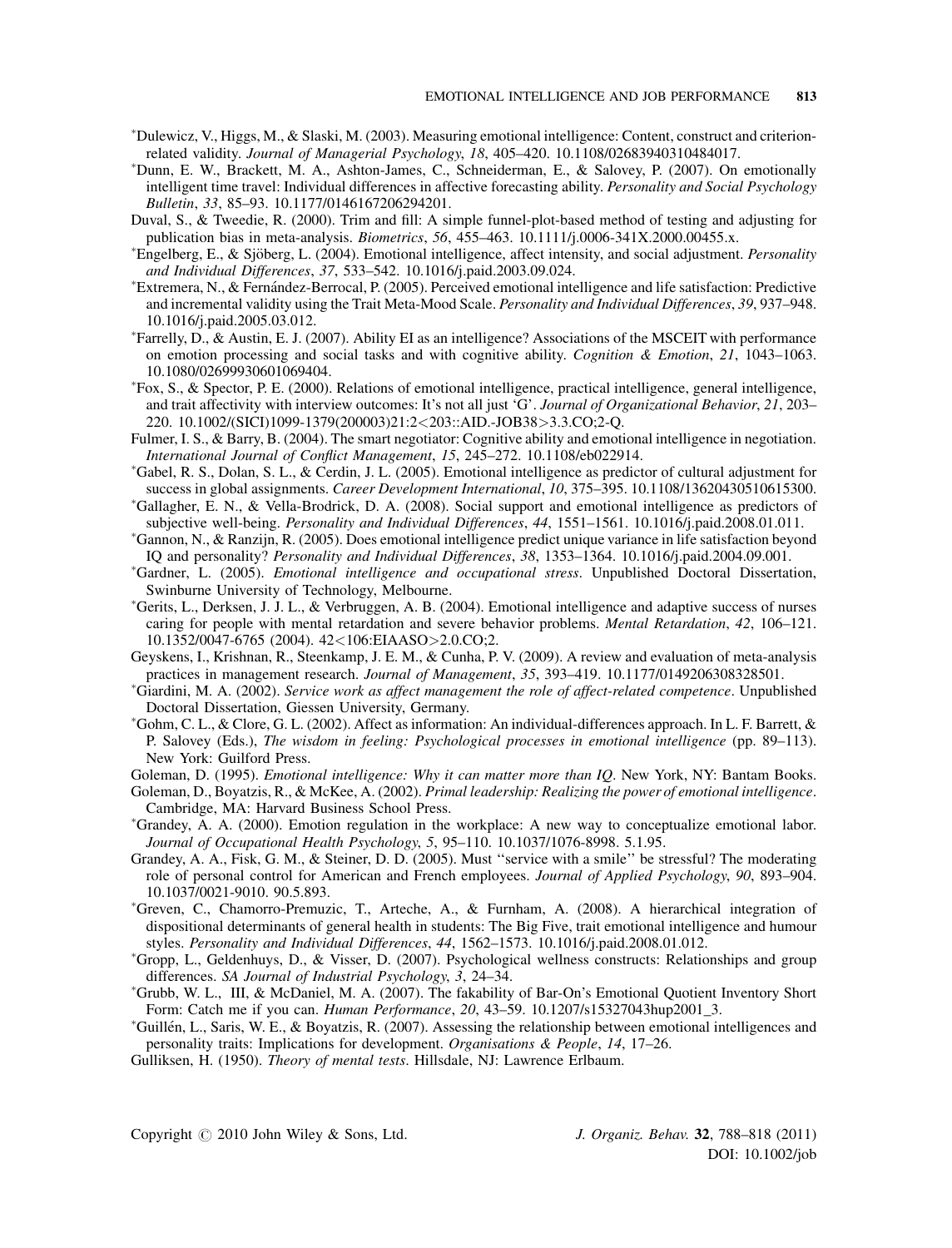*Dulewicz, V., Higgs, M., & Slaski, M. (2003). Measuring emotional intelligence: Content, construct and criterion-related validity. *Journal of Managerial Psychology*, *18*, 405–420. 10.1108/02683940310484017.

*Dunn, E. W., Brackett, M. A., Ashton-James, C., Schneiderman, E., & Salovey, P. (2007). On emotionally intelligent time travel: Individual differences in affective forecasting ability. *Personality and Social Psychology Bulletin*, *33*, 85–93. 10.1177/0146167206294201.

Duval, S., & Tweedie, R. (2000). Trim and fill: A simple funnel-plot-based method of testing and adjusting for publication bias in meta-analysis. *Biometrics*, *56*, 455–463. 10.1111/j.0006-341X.2000.00455.x.

*Engelberg, E., & Sjöberg, L. (2004). Emotional intelligence, affect intensity, and social adjustment. *Personality and Individual Differences*, *37*, 533–542. 10.1016/j.paid.2003.09.024.

*Extremera, N., & Fernández-Berrocal, P. (2005). Perceived emotional intelligence and life satisfaction: Predictive and incremental validity using the Trait Meta-Mood Scale. *Personality and Individual Differences*, *39*, 937–948. 10.1016/j.paid.2005.03.012.

*Farrelly, D., & Austin, E. J. (2007). Ability EI as an intelligence? Associations of the MSCEIT with performance on emotion processing and social tasks and with cognitive ability. *Cognition & Emotion*, *21*, 1043–1063. 10.1080/02699930601069404.

*Fox, S., & Spector, P. E. (2000). Relations of emotional intelligence, practical intelligence, general intelligence, and trait affectivity with interview outcomes: It's not all just 'G'. *Journal of Organizational Behavior*, *21*, 203–220. 10.1002/(SICI)1099-1379(200003)21:2<203::AID.-JOB38>3.3.CO;2-Q.

Fulmer, I. S., & Barry, B. (2004). The smart negotiator: Cognitive ability and emotional intelligence in negotiation. *International Journal of Conflict Management*, *15*, 245–272. 10.1108/eb022914.

*Gabel, R. S., Dolan, S. L., & Cerdin, J. L. (2005). Emotional intelligence as predictor of cultural adjustment for success in global assignments. *Career Development International*, *10*, 375–395. 10.1108/13620430510615300.

*Gallagher, E. N., & Vella-Brodrick, D. A. (2008). Social support and emotional intelligence as predictors of subjective well-being. *Personality and Individual Differences*, *44*, 1551–1561. 10.1016/j.paid.2008.01.011.

*Gannon, N., & Ranzijn, R. (2005). Does emotional intelligence predict unique variance in life satisfaction beyond IQ and personality? *Personality and Individual Differences*, *38*, 1353–1364. 10.1016/j.paid.2004.09.001.

*Gardner, L. (2005). *Emotional intelligence and occupational stress*. Unpublished Doctoral Dissertation, Swinburne University of Technology, Melbourne.

*Gerits, L., Derksen, J. J. L., & Verbruggen, A. B. (2004). Emotional intelligence and adaptive success of nurses caring for people with mental retardation and severe behavior problems. *Mental Retardation*, *42*, 106–121. 10.1352/0047-6765 (2004). 42<106:EIAASO>2.0.CO;2.

Geyskens, I., Krishnan, R., Steenkamp, J. E. M., & Cunha, P. V. (2009). A review and evaluation of meta-analysis practices in management research. *Journal of Management*, *35*, 393–419. 10.1177/0149206308328501.

*Giardini, M. A. (2002). *Service work as affect management the role of affect-related competence*. Unpublished Doctoral Dissertation, Giessen University, Germany.

*Gohm, C. L., & Clore, G. L. (2002). Affect as information: An individual-differences approach. In L. F. Barrett, & P. Salovey (Eds.), *The wisdom in feeling: Psychological processes in emotional intelligence* (pp. 89–113). New York: Guilford Press.

Goleman, D. (1995). *Emotional intelligence: Why it can matter more than IQ*. New York, NY: Bantam Books.

Goleman, D., Boyatzis, R., & McKee, A. (2002). *Primal leadership: Realizing the power of emotional intelligence*. Cambridge, MA: Harvard Business School Press.

*Grandey, A. A. (2000). Emotion regulation in the workplace: A new way to conceptualize emotional labor. *Journal of Occupational Health Psychology*, *5*, 95–110. 10.1037/1076-8998. 5.1.95.

Grandey, A. A., Fisk, G. M., & Steiner, D. D. (2005). Must ''service with a smile'' be stressful? The moderating role of personal control for American and French employees. *Journal of Applied Psychology*, *90*, 893–904. 10.1037/0021-9010. 90.5.893.

*Greven, C., Chamorro-Premuzic, T., Arteche, A., & Furnham, A. (2008). A hierarchical integration of dispositional determinants of general health in students: The Big Five, trait emotional intelligence and humour styles. *Personality and Individual Differences*, *44*, 1562–1573. 10.1016/j.paid.2008.01.012.

*Gropp, L., Geldenhuys, D., & Visser, D. (2007). Psychological wellness constructs: Relationships and group differences. *SA Journal of Industrial Psychology*, *3*, 24–34.

*Grubb, W. L., III, & McDaniel, M. A. (2007). The fakability of Bar-On's Emotional Quotient Inventory Short Form: Catch me if you can. *Human Performance*, *20*, 43–59. 10.1207/s15327043hup2001_3.

*Guillén, L., Saris, W. E., & Boyatzis, R. (2007). Assessing the relationship between emotional intelligences and personality traits: Implications for development. *Organisations & People*, *14*, 17–26.

Gulliksen, H. (1950). *Theory of mental tests*. Hillsdale, NJ: Lawrence Erlbaum.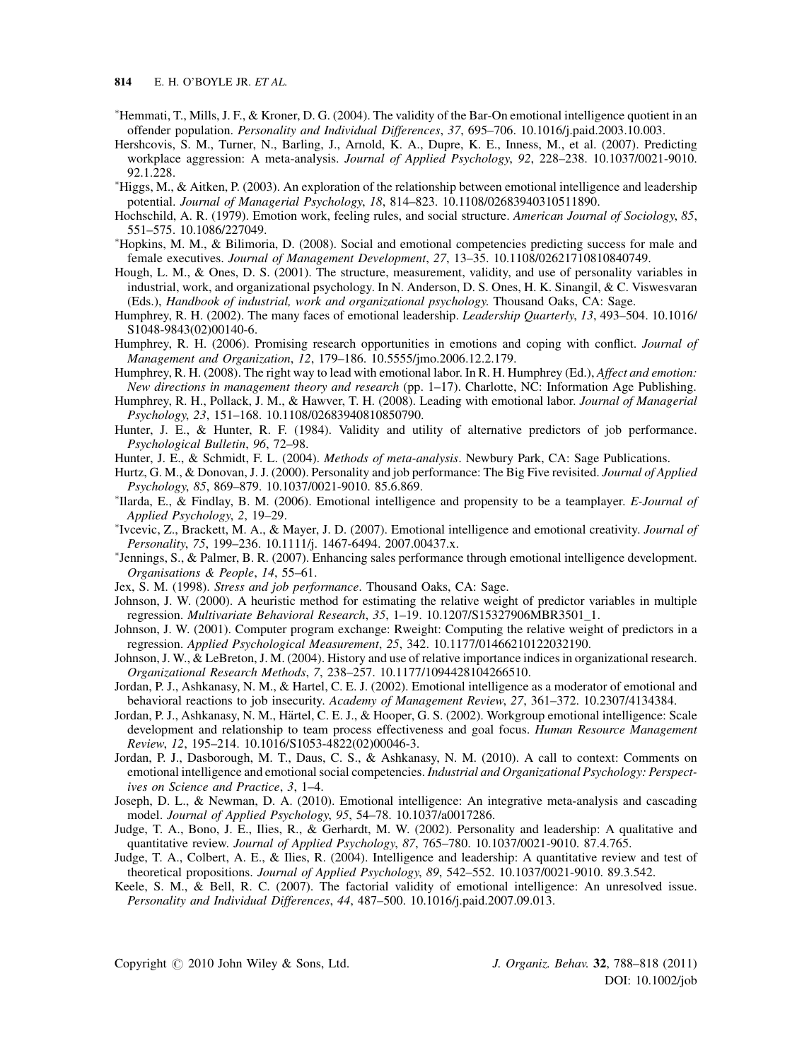*Hemmati, T., Mills, J. F., & Kroner, D. G. (2004). The validity of the Bar-On emotional intelligence quotient in an offender population. *Personality and Individual Differences*, *37*, 695–706. 10.1016/j.paid.2003.10.003.

Hershcovis, S. M., Turner, N., Barling, J., Arnold, K. A., Dupre, K. E., Inness, M., et al. (2007). Predicting workplace aggression: A meta-analysis. *Journal of Applied Psychology*, *92*, 228–238. 10.1037/0021-9010.92.1.228.

*Higgs, M., & Aitken, P. (2003). An exploration of the relationship between emotional intelligence and leadership potential. *Journal of Managerial Psychology*, *18*, 814–823. 10.1108/02683940310511890.

Hochschild, A. R. (1979). Emotion work, feeling rules, and social structure. *American Journal of Sociology*, *85*, 551–575. 10.1086/227049.

*Hopkins, M. M., & Bilimoria, D. (2008). Social and emotional competencies predicting success for male and female executives. *Journal of Management Development*, *27*, 13–35. 10.1108/02621710810840749.

Hough, L. M., & Ones, D. S. (2001). The structure, measurement, validity, and use of personality variables in industrial, work, and organizational psychology. In N. Anderson, D. S. Ones, H. K. Sinangil, & C. Viswesvaran (Eds.), *Handbook of industrial, work and organizational psychology.* Thousand Oaks, CA: Sage.

Humphrey, R. H. (2002). The many faces of emotional leadership. *Leadership Quarterly*, *13*, 493–504. 10.1016/S1048-9843(02)00140-6.

Humphrey, R. H. (2006). Promising research opportunities in emotions and coping with conflict. *Journal of Management and Organization*, *12*, 179–186. 10.5555/jmo.2006.12.2.179.

Humphrey, R. H. (2008). The right way to lead with emotional labor. In R. H. Humphrey (Ed.), *Affect and emotion: New directions in management theory and research* (pp. 1–17). Charlotte, NC: Information Age Publishing.

Humphrey, R. H., Pollack, J. M., & Hawver, T. H. (2008). Leading with emotional labor. *Journal of Managerial Psychology*, *23*, 151–168. 10.1108/02683940810850790.

Hunter, J. E., & Hunter, R. F. (1984). Validity and utility of alternative predictors of job performance. *Psychological Bulletin*, *96*, 72–98.

Hunter, J. E., & Schmidt, F. L. (2004). *Methods of meta-analysis*. Newbury Park, CA: Sage Publications.

Hurtz, G. M., & Donovan, J. J. (2000). Personality and job performance: The Big Five revisited. *Journal of Applied Psychology*, *85*, 869–879. 10.1037/0021-9010. 85.6.869.

*Ilarda, E., & Findlay, B. M. (2006). Emotional intelligence and propensity to be a teamplayer. *E-Journal of Applied Psychology*, *2*, 19–29.

*Ivcevic, Z., Brackett, M. A., & Mayer, J. D. (2007). Emotional intelligence and emotional creativity. *Journal of Personality*, *75*, 199–236. 10.1111/j. 1467-6494. 2007.00437.x.

*Jennings, S., & Palmer, B. R. (2007). Enhancing sales performance through emotional intelligence development. *Organisations & People*, *14*, 55–61.

Jex, S. M. (1998). *Stress and job performance*. Thousand Oaks, CA: Sage.

Johnson, J. W. (2000). A heuristic method for estimating the relative weight of predictor variables in multiple regression. *Multivariate Behavioral Research*, *35*, 1–19. 10.1207/S15327906MBR3501_1.

Johnson, J. W. (2001). Computer program exchange: Rweight: Computing the relative weight of predictors in a regression. *Applied Psychological Measurement*, *25*, 342. 10.1177/01466210122032190.

Johnson, J. W., & LeBreton, J. M. (2004). History and use of relative importance indices in organizational research. *Organizational Research Methods*, *7*, 238–257. 10.1177/1094428104266510.

Jordan, P. J., Ashkanasy, N. M., & Hartel, C. E. J. (2002). Emotional intelligence as a moderator of emotional and behavioral reactions to job insecurity. *Academy of Management Review*, *27*, 361–372. 10.2307/4134384.

Jordan, P. J., Ashkanasy, N. M., Härtel, C. E. J., & Hooper, G. S. (2002). Workgroup emotional intelligence: Scale development and relationship to team process effectiveness and goal focus. *Human Resource Management Review*, *12*, 195–214. 10.1016/S1053-4822(02)00046-3.

Jordan, P. J., Dasborough, M. T., Daus, C. S., & Ashkanasy, N. M. (2010). A call to context: Comments on emotional intelligence and emotional social competencies. *Industrial and Organizational Psychology: Perspectives on Science and Practice*, *3*, 1–4.

Joseph, D. L., & Newman, D. A. (2010). Emotional intelligence: An integrative meta-analysis and cascading model. *Journal of Applied Psychology*, *95*, 54–78. 10.1037/a0017286.

Judge, T. A., Bono, J. E., Ilies, R., & Gerhardt, M. W. (2002). Personality and leadership: A qualitative and quantitative review. *Journal of Applied Psychology*, *87*, 765–780. 10.1037/0021-9010. 87.4.765.

Judge, T. A., Colbert, A. E., & Ilies, R. (2004). Intelligence and leadership: A quantitative review and test of theoretical propositions. *Journal of Applied Psychology*, *89*, 542–552. 10.1037/0021-9010. 89.3.542.

Keele, S. M., & Bell, R. C. (2007). The factorial validity of emotional intelligence: An unresolved issue. *Personality and Individual Differences*, *44*, 487–500. 10.1016/j.paid.2007.09.013.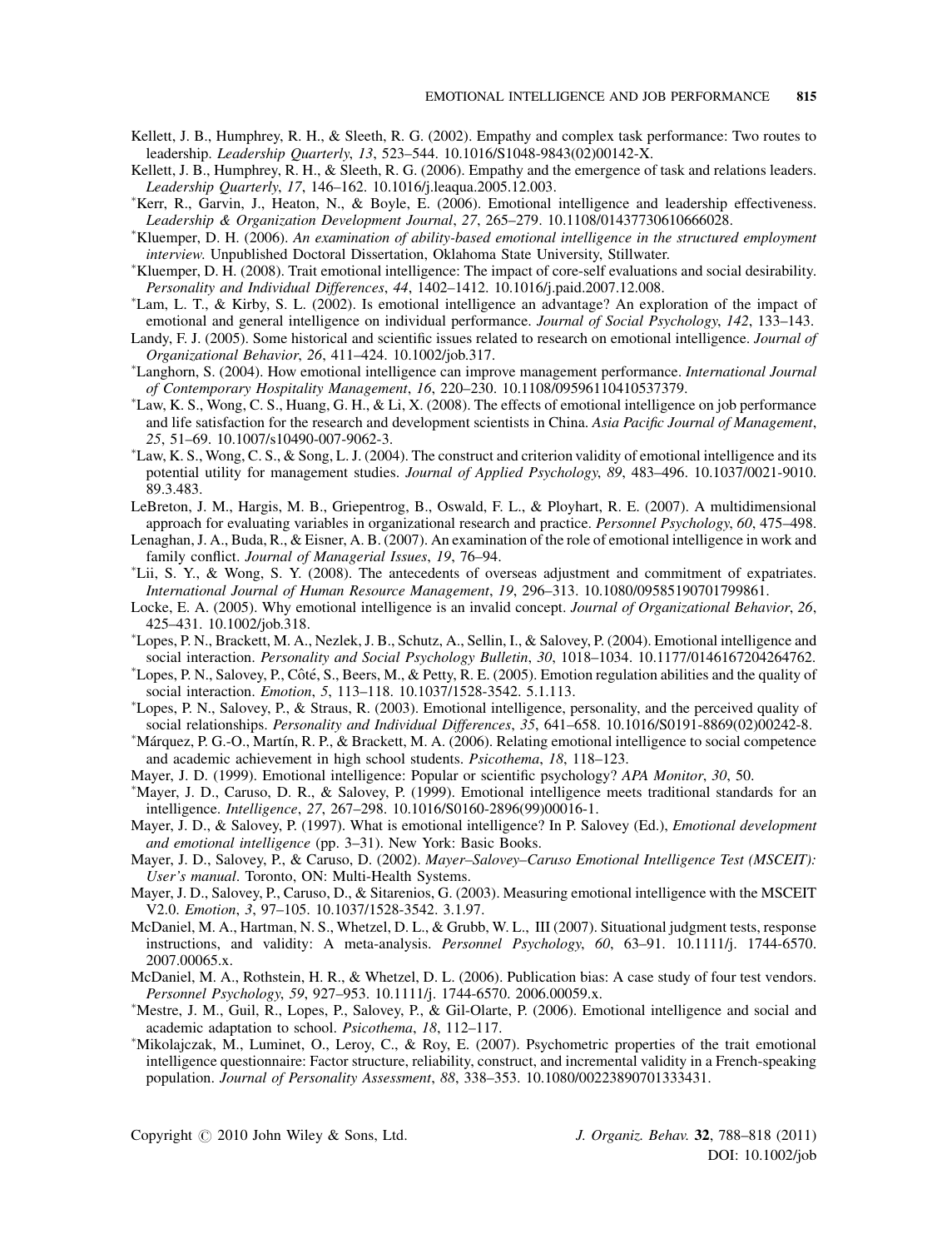Kellett, J. B., Humphrey, R. H., & Sleeth, R. G. (2002). Empathy and complex task performance: Two routes to leadership. *Leadership Quarterly*, *13*, 523–544. 10.1016/S1048-9843(02)00142-X.

Kellett, J. B., Humphrey, R. H., & Sleeth, R. G. (2006). Empathy and the emergence of task and relations leaders. *Leadership Quarterly*, *17*, 146–162. 10.1016/j.leaqua.2005.12.003.

*Kerr, R., Garvin, J., Heaton, N., & Boyle, E. (2006). Emotional intelligence and leadership effectiveness. *Leadership & Organization Development Journal*, *27*, 265–279. 10.1108/01437730610666028.

*Kluemper, D. H. (2006). *An examination of ability-based emotional intelligence in the structured employment interview*. Unpublished Doctoral Dissertation, Oklahoma State University, Stillwater.

*Kluemper, D. H. (2008). Trait emotional intelligence: The impact of core-self evaluations and social desirability. *Personality and Individual Differences*, *44*, 1402–1412. 10.1016/j.paid.2007.12.008.

*Lam, L. T., & Kirby, S. L. (2002). Is emotional intelligence an advantage? An exploration of the impact of emotional and general intelligence on individual performance. *Journal of Social Psychology*, *142*, 133–143.

Landy, F. J. (2005). Some historical and scientific issues related to research on emotional intelligence. *Journal of Organizational Behavior*, *26*, 411–424. 10.1002/job.317.

*Langhorn, S. (2004). How emotional intelligence can improve management performance. *International Journal of Contemporary Hospitality Management*, *16*, 220–230. 10.1108/09596110410537379.

*Law, K. S., Wong, C. S., Huang, G. H., & Li, X. (2008). The effects of emotional intelligence on job performance and life satisfaction for the research and development scientists in China. *Asia Pacific Journal of Management*, *25*, 51–69. 10.1007/s10490-007-9062-3.

*Law, K. S., Wong, C. S., & Song, L. J. (2004). The construct and criterion validity of emotional intelligence and its potential utility for management studies. *Journal of Applied Psychology*, *89*, 483–496. 10.1037/0021-9010.89.3.483.

LeBreton, J. M., Hargis, M. B., Griepentrog, B., Oswald, F. L., & Ployhart, R. E. (2007). A multidimensional approach for evaluating variables in organizational research and practice. *Personnel Psychology*, *60*, 475–498.

Lenaghan, J. A., Buda, R., & Eisner, A. B. (2007). An examination of the role of emotional intelligence in work and family conflict. *Journal of Managerial Issues*, *19*, 76–94.

*Lii, S. Y., & Wong, S. Y. (2008). The antecedents of overseas adjustment and commitment of expatriates. *International Journal of Human Resource Management*, *19*, 296–313. 10.1080/09585190701799861.

Locke, E. A. (2005). Why emotional intelligence is an invalid concept. *Journal of Organizational Behavior*, *26*, 425–431. 10.1002/job.318.

*Lopes, P. N., Brackett, M. A., Nezlek, J. B., Schutz, A., Sellin, I., & Salovey, P. (2004). Emotional intelligence and social interaction. *Personality and Social Psychology Bulletin*, *30*, 1018–1034. 10.1177/0146167204264762.

*Lopes, P. N., Salovey, P., Côté, S., Beers, M., & Petty, R. E. (2005). Emotion regulation abilities and the quality of social interaction. *Emotion*, *5*, 113–118. 10.1037/1528-3542. 5.1.113.

*Lopes, P. N., Salovey, P., & Straus, R. (2003). Emotional intelligence, personality, and the perceived quality of social relationships. *Personality and Individual Differences*, *35*, 641–658. 10.1016/S0191-8869(02)00242-8.

*Márquez, P. G.-O., Martín, R. P., & Brackett, M. A. (2006). Relating emotional intelligence to social competence and academic achievement in high school students. *Psicothema*, *18*, 118–123.

Mayer, J. D. (1999). Emotional intelligence: Popular or scientific psychology? *APA Monitor*, *30*, 50.

*Mayer, J. D., Caruso, D. R., & Salovey, P. (1999). Emotional intelligence meets traditional standards for an intelligence. *Intelligence*, *27*, 267–298. 10.1016/S0160-2896(99)00016-1.

Mayer, J. D., & Salovey, P. (1997). What is emotional intelligence? In P. Salovey (Ed.), *Emotional development and emotional intelligence* (pp. 3–31). New York: Basic Books.

Mayer, J. D., Salovey, P., & Caruso, D. (2002). *Mayer–Salovey–Caruso Emotional Intelligence Test (MSCEIT): User's manual*. Toronto, ON: Multi-Health Systems.

Mayer, J. D., Salovey, P., Caruso, D., & Sitarenios, G. (2003). Measuring emotional intelligence with the MSCEIT V2.0. *Emotion*, *3*, 97–105. 10.1037/1528-3542. 3.1.97.

McDaniel, M. A., Hartman, N. S., Whetzel, D. L., & Grubb, W. L., III (2007). Situational judgment tests, response instructions, and validity: A meta-analysis. *Personnel Psychology*, *60*, 63–91. 10.1111/j. 1744-6570. 2007.00065.x.

McDaniel, M. A., Rothstein, H. R., & Whetzel, D. L. (2006). Publication bias: A case study of four test vendors. *Personnel Psychology*, *59*, 927–953. 10.1111/j. 1744-6570. 2006.00059.x.

*Mestre, J. M., Guil, R., Lopes, P., Salovey, P., & Gil-Olarte, P. (2006). Emotional intelligence and social and academic adaptation to school. *Psicothema*, *18*, 112–117.

*Mikolajczak, M., Luminet, O., Leroy, C., & Roy, E. (2007). Psychometric properties of the trait emotional intelligence questionnaire: Factor structure, reliability, construct, and incremental validity in a French-speaking population. *Journal of Personality Assessment*, *88*, 338–353. 10.1080/00223890701333431.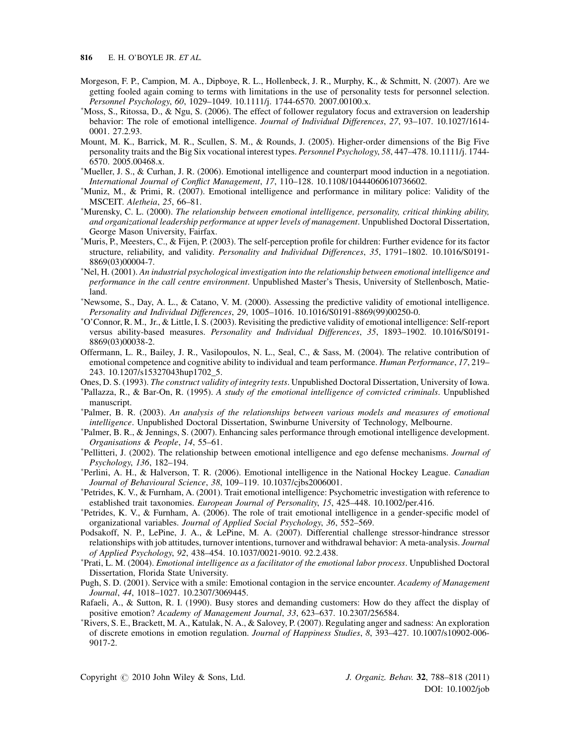Morgeson, F. P., Campion, M. A., Dipboye, R. L., Hollenbeck, J. R., Murphy, K., & Schmitt, N. (2007). Are we getting fooled again coming to terms with limitations in the use of personality tests for personnel selection. *Personnel Psychology*, *60*, 1029–1049. 10.1111/j. 1744-6570. 2007.00100.x.

*Moss, S., Ritossa, D., & Ngu, S. (2006). The effect of follower regulatory focus and extraversion on leadership behavior: The role of emotional intelligence. *Journal of Individual Differences*, *27*, 93–107. 10.1027/1614-0001. 27.2.93.

Mount, M. K., Barrick, M. R., Scullen, S. M., & Rounds, J. (2005). Higher-order dimensions of the Big Five personality traits and the Big Six vocational interest types. *Personnel Psychology*, *58*, 447–478. 10.1111/j. 1744-6570. 2005.00468.x.

*Mueller, J. S., & Curhan, J. R. (2006). Emotional intelligence and counterpart mood induction in a negotiation. *International Journal of Conflict Management*, *17*, 110–128. 10.1108/10444060610736602.

*Muniz, M., & Primi, R. (2007). Emotional intelligence and performance in military police: Validity of the MSCEIT. *Aletheia*, *25*, 66–81.

*Murensky, C. L. (2000). *The relationship between emotional intelligence, personality, critical thinking ability, and organizational leadership performance at upper levels of management*. Unpublished Doctoral Dissertation, George Mason University, Fairfax.

*Muris, P., Meesters, C., & Fijen, P. (2003). The self-perception profile for children: Further evidence for its factor structure, reliability, and validity. *Personality and Individual Differences*, *35*, 1791–1802. 10.1016/S0191-8869(03)00004-7.

*Nel, H. (2001). *An industrial psychological investigation into the relationship between emotional intelligence and performance in the call centre environment*. Unpublished Master's Thesis, University of Stellenbosch, Matieland.

*Newsome, S., Day, A. L., & Catano, V. M. (2000). Assessing the predictive validity of emotional intelligence. *Personality and Individual Differences*, *29*, 1005–1016. 10.1016/S0191-8869(99)00250-0.

*O'Connor, R. M., Jr., & Little, I. S. (2003). Revisiting the predictive validity of emotional intelligence: Self-report versus ability-based measures. *Personality and Individual Differences*, *35*, 1893–1902. 10.1016/S0191-8869(03)00038-2.

Offermann, L. R., Bailey, J. R., Vasilopoulos, N. L., Seal, C., & Sass, M. (2004). The relative contribution of emotional competence and cognitive ability to individual and team performance. *Human Performance*, *17*, 219–243. 10.1207/s15327043hup1702_5.

Ones, D. S. (1993). *The construct validity of integrity tests*. Unpublished Doctoral Dissertation, University of Iowa.

*Pallazza, R., & Bar-On, R. (1995). *A study of the emotional intelligence of convicted criminals*. Unpublished manuscript.

*Palmer, B. R. (2003). *An analysis of the relationships between various models and measures of emotional intelligence*. Unpublished Doctoral Dissertation, Swinburne University of Technology, Melbourne.

*Palmer, B. R., & Jennings, S. (2007). Enhancing sales performance through emotional intelligence development. *Organisations & People*, *14*, 55–61.

*Pellitteri, J. (2002). The relationship between emotional intelligence and ego defense mechanisms. *Journal of Psychology*, *136*, 182–194.

*Perlini, A. H., & Halverson, T. R. (2006). Emotional intelligence in the National Hockey League. *Canadian Journal of Behavioural Science*, *38*, 109–119. 10.1037/cjbs2006001.

*Petrides, K. V., & Furnham, A. (2001). Trait emotional intelligence: Psychometric investigation with reference to established trait taxonomies. *European Journal of Personality*, *15*, 425–448. 10.1002/per.416.

*Petrides, K. V., & Furnham, A. (2006). The role of trait emotional intelligence in a gender-specific model of organizational variables. *Journal of Applied Social Psychology*, *36*, 552–569.

Podsakoff, N. P., LePine, J. A., & LePine, M. A. (2007). Differential challenge stressor-hindrance stressor relationships with job attitudes, turnover intentions, turnover and withdrawal behavior: A meta-analysis. *Journal of Applied Psychology*, *92*, 438–454. 10.1037/0021-9010. 92.2.438.

*Prati, L. M. (2004). *Emotional intelligence as a facilitator of the emotional labor process*. Unpublished Doctoral Dissertation, Florida State University.

Pugh, S. D. (2001). Service with a smile: Emotional contagion in the service encounter. *Academy of Management Journal*, *44*, 1018–1027. 10.2307/3069445.

Rafaeli, A., & Sutton, R. I. (1990). Busy stores and demanding customers: How do they affect the display of positive emotion? *Academy of Management Journal*, *33*, 623–637. 10.2307/256584.

*Rivers, S. E., Brackett, M. A., Katulak, N. A., & Salovey, P. (2007). Regulating anger and sadness: An exploration of discrete emotions in emotion regulation. *Journal of Happiness Studies*, *8*, 393–427. 10.1007/s10902-006-9017-2.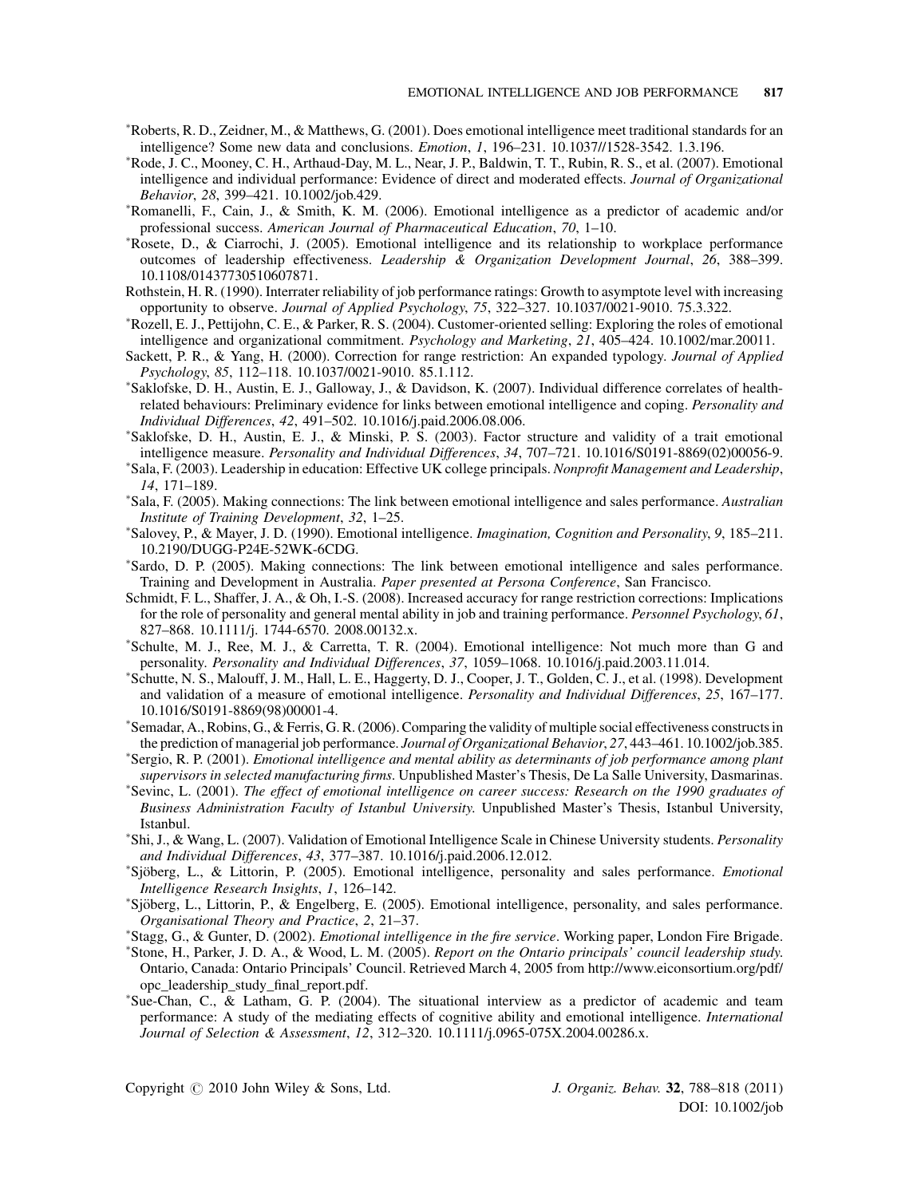*Roberts, R. D., Zeidner, M., & Matthews, G. (2001). Does emotional intelligence meet traditional standards for an intelligence? Some new data and conclusions. *Emotion*, *1*, 196–231. 10.1037//1528-3542. 1.3.196.

*Rode, J. C., Mooney, C. H., Arthaud-Day, M. L., Near, J. P., Baldwin, T. T., Rubin, R. S., et al. (2007). Emotional intelligence and individual performance: Evidence of direct and moderated effects. *Journal of Organizational Behavior*, *28*, 399–421. 10.1002/job.429.

*Romanelli, F., Cain, J., & Smith, K. M. (2006). Emotional intelligence as a predictor of academic and/or professional success. *American Journal of Pharmaceutical Education*, *70*, 1–10.

*Rosete, D., & Ciarrochi, J. (2005). Emotional intelligence and its relationship to workplace performance outcomes of leadership effectiveness. *Leadership & Organization Development Journal*, *26*, 388–399. 10.1108/01437730510607871.

Rothstein, H. R. (1990). Interrater reliability of job performance ratings: Growth to asymptote level with increasing opportunity to observe. *Journal of Applied Psychology*, *75*, 322–327. 10.1037/0021-9010. 75.3.322.

*Rozell, E. J., Pettijohn, C. E., & Parker, R. S. (2004). Customer-oriented selling: Exploring the roles of emotional intelligence and organizational commitment. *Psychology and Marketing*, *21*, 405–424. 10.1002/mar.20011.

Sackett, P. R., & Yang, H. (2000). Correction for range restriction: An expanded typology. *Journal of Applied Psychology*, *85*, 112–118. 10.1037/0021-9010. 85.1.112.

*Saklofske, D. H., Austin, E. J., Galloway, J., & Davidson, K. (2007). Individual difference correlates of health-related behaviours: Preliminary evidence for links between emotional intelligence and coping. *Personality and Individual Differences*, *42*, 491–502. 10.1016/j.paid.2006.08.006.

*Saklofske, D. H., Austin, E. J., & Minski, P. S. (2003). Factor structure and validity of a trait emotional intelligence measure. *Personality and Individual Differences*, *34*, 707–721. 10.1016/S0191-8869(02)00056-9.

*Sala, F. (2003). Leadership in education: Effective UK college principals. *Nonprofit Management and Leadership*, *14*, 171–189.

*Sala, F. (2005). Making connections: The link between emotional intelligence and sales performance. *Australian Institute of Training Development*, *32*, 1–25.

*Salovey, P., & Mayer, J. D. (1990). Emotional intelligence. *Imagination, Cognition and Personality*, *9*, 185–211. 10.2190/DUGG-P24E-52WK-6CDG.

*Sardo, D. P. (2005). Making connections: The link between emotional intelligence and sales performance. Training and Development in Australia. *Paper presented at Persona Conference*, San Francisco.

Schmidt, F. L., Shaffer, J. A., & Oh, I.-S. (2008). Increased accuracy for range restriction corrections: Implications for the role of personality and general mental ability in job and training performance. *Personnel Psychology*, *61*, 827–868. 10.1111/j. 1744-6570. 2008.00132.x.

*Schulte, M. J., Ree, M. J., & Carretta, T. R. (2004). Emotional intelligence: Not much more than G and personality. *Personality and Individual Differences*, *37*, 1059–1068. 10.1016/j.paid.2003.11.014.

*Schutte, N. S., Malouff, J. M., Hall, L. E., Haggerty, D. J., Cooper, J. T., Golden, C. J., et al. (1998). Development and validation of a measure of emotional intelligence. *Personality and Individual Differences*, *25*, 167–177. 10.1016/S0191-8869(98)00001-4.

*Semadar, A., Robins, G., & Ferris, G. R. (2006). Comparing the validity of multiple social effectiveness constructs in the prediction of managerial job performance. *Journal of Organizational Behavior*, *27*, 443–461. 10.1002/job.385.

*Sergio, R. P. (2001). *Emotional intelligence and mental ability as determinants of job performance among plant supervisors in selected manufacturing firms*. Unpublished Master's Thesis, De La Salle University, Dasmarinas.

*Sevinc, L. (2001). *The effect of emotional intelligence on career success: Research on the 1990 graduates of Business Administration Faculty of Istanbul University*. Unpublished Master's Thesis, Istanbul University, Istanbul.

*Shi, J., & Wang, L. (2007). Validation of Emotional Intelligence Scale in Chinese University students. *Personality and Individual Differences*, *43*, 377–387. 10.1016/j.paid.2006.12.012.

*Sjöberg, L., & Littorin, P. (2005). Emotional intelligence, personality and sales performance. *Emotional Intelligence Research Insights*, *1*, 126–142.

*Sjöberg, L., Littorin, P., & Engelberg, E. (2005). Emotional intelligence, personality, and sales performance. *Organisational Theory and Practice*, *2*, 21–37.

*Stagg, G., & Gunter, D. (2002). *Emotional intelligence in the fire service*. Working paper, London Fire Brigade.

*Stone, H., Parker, J. D. A., & Wood, L. M. (2005). *Report on the Ontario principals' council leadership study.* Ontario, Canada: Ontario Principals' Council. Retrieved March 4, 2005 from http://www.eiconsortium.org/pdf/opc_leadership_study_final_report.pdf.

*Sue-Chan, C., & Latham, G. P. (2004). The situational interview as a predictor of academic and team performance: A study of the mediating effects of cognitive ability and emotional intelligence. *International Journal of Selection & Assessment*, *12*, 312–320. 10.1111/j.0965-075X.2004.00286.x.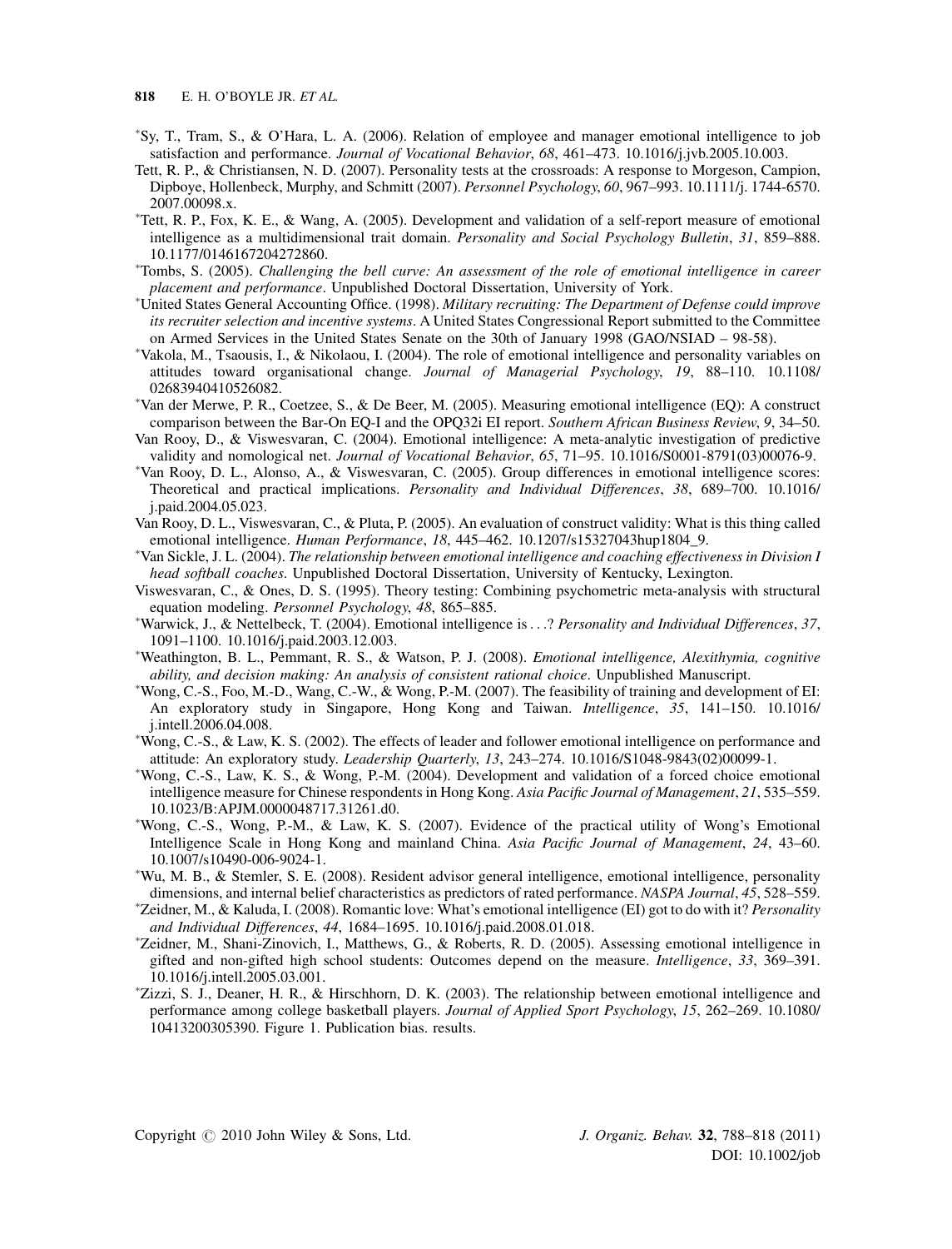*Sy, T., Tram, S., & O'Hara, L. A. (2006). Relation of employee and manager emotional intelligence to job satisfaction and performance. *Journal of Vocational Behavior*, *68*, 461–473. 10.1016/j.jvb.2005.10.003.

Tett, R. P., & Christiansen, N. D. (2007). Personality tests at the crossroads: A response to Morgeson, Campion, Dipboye, Hollenbeck, Murphy, and Schmitt (2007). *Personnel Psychology*, *60*, 967–993. 10.1111/j. 1744-6570. 2007.00098.x.

*Tett, R. P., Fox, K. E., & Wang, A. (2005). Development and validation of a self-report measure of emotional intelligence as a multidimensional trait domain. *Personality and Social Psychology Bulletin*, *31*, 859–888. 10.1177/0146167204272860.

*Tombs, S. (2005). *Challenging the bell curve: An assessment of the role of emotional intelligence in career placement and performance*. Unpublished Doctoral Dissertation, University of York.

*United States General Accounting Office. (1998). *Military recruiting: The Department of Defense could improve its recruiter selection and incentive systems*. A United States Congressional Report submitted to the Committee on Armed Services in the United States Senate on the 30th of January 1998 (GAO/NSIAD – 98-58).

*Vakola, M., Tsaousis, I., & Nikolaou, I. (2004). The role of emotional intelligence and personality variables on attitudes toward organisational change. *Journal of Managerial Psychology*, *19*, 88–110. 10.1108/02683940410526082.

*Van der Merwe, P. R., Coetzee, S., & De Beer, M. (2005). Measuring emotional intelligence (EQ): A construct comparison between the Bar-On EQ-I and the OPQ32i EI report. *Southern African Business Review*, *9*, 34–50.

Van Rooy, D., & Viswesvaran, C. (2004). Emotional intelligence: A meta-analytic investigation of predictive validity and nomological net. *Journal of Vocational Behavior*, *65*, 71–95. 10.1016/S0001-8791(03)00076-9.

*Van Rooy, D. L., Alonso, A., & Viswesvaran, C. (2005). Group differences in emotional intelligence scores: Theoretical and practical implications. *Personality and Individual Differences*, *38*, 689–700. 10.1016/j.paid.2004.05.023.

Van Rooy, D. L., Viswesvaran, C., & Pluta, P. (2005). An evaluation of construct validity: What is this thing called emotional intelligence. *Human Performance*, *18*, 445–462. 10.1207/s15327043hup1804_9.

*Van Sickle, J. L. (2004). *The relationship between emotional intelligence and coaching effectiveness in Division I head softball coaches*. Unpublished Doctoral Dissertation, University of Kentucky, Lexington.

Viswesvaran, C., & Ones, D. S. (1995). Theory testing: Combining psychometric meta-analysis with structural equation modeling. *Personnel Psychology*, *48*, 865–885.

*Warwick, J., & Nettelbeck, T. (2004). Emotional intelligence is . . .? *Personality and Individual Differences*, *37*, 1091–1100. 10.1016/j.paid.2003.12.003.

*Weathington, B. L., Pemmant, R. S., & Watson, P. J. (2008). *Emotional intelligence, Alexithymia, cognitive ability, and decision making: An analysis of consistent rational choice*. Unpublished Manuscript.

*Wong, C.-S., Foo, M.-D., Wang, C.-W., & Wong, P.-M. (2007). The feasibility of training and development of EI: An exploratory study in Singapore, Hong Kong and Taiwan. *Intelligence*, *35*, 141–150. 10.1016/j.intell.2006.04.008.

*Wong, C.-S., & Law, K. S. (2002). The effects of leader and follower emotional intelligence on performance and attitude: An exploratory study. *Leadership Quarterly*, *13*, 243–274. 10.1016/S1048-9843(02)00099-1.

*Wong, C.-S., Law, K. S., & Wong, P.-M. (2004). Development and validation of a forced choice emotional intelligence measure for Chinese respondents in Hong Kong. *Asia Pacific Journal of Management*, *21*, 535–559. 10.1023/B:APJM.0000048717.31261.d0.

*Wong, C.-S., Wong, P.-M., & Law, K. S. (2007). Evidence of the practical utility of Wong's Emotional Intelligence Scale in Hong Kong and mainland China. *Asia Pacific Journal of Management*, *24*, 43–60. 10.1007/s10490-006-9024-1.

*Wu, M. B., & Stemler, S. E. (2008). Resident advisor general intelligence, emotional intelligence, personality dimensions, and internal belief characteristics as predictors of rated performance. *NASPA Journal*, *45*, 528–559.

*Zeidner, M., & Kaluda, I. (2008). Romantic love: What's emotional intelligence (EI) got to do with it? *Personality and Individual Differences*, *44*, 1684–1695. 10.1016/j.paid.2008.01.018.

*Zeidner, M., Shani-Zinovich, I., Matthews, G., & Roberts, R. D. (2005). Assessing emotional intelligence in gifted and non-gifted high school students: Outcomes depend on the measure. *Intelligence*, *33*, 369–391. 10.1016/j.intell.2005.03.001.

*Zizzi, S. J., Deaner, H. R., & Hirschhorn, D. K. (2003). The relationship between emotional intelligence and performance among college basketball players. *Journal of Applied Sport Psychology*, *15*, 262–269. 10.1080/10413200305390. Figure 1. Publication bias. results.